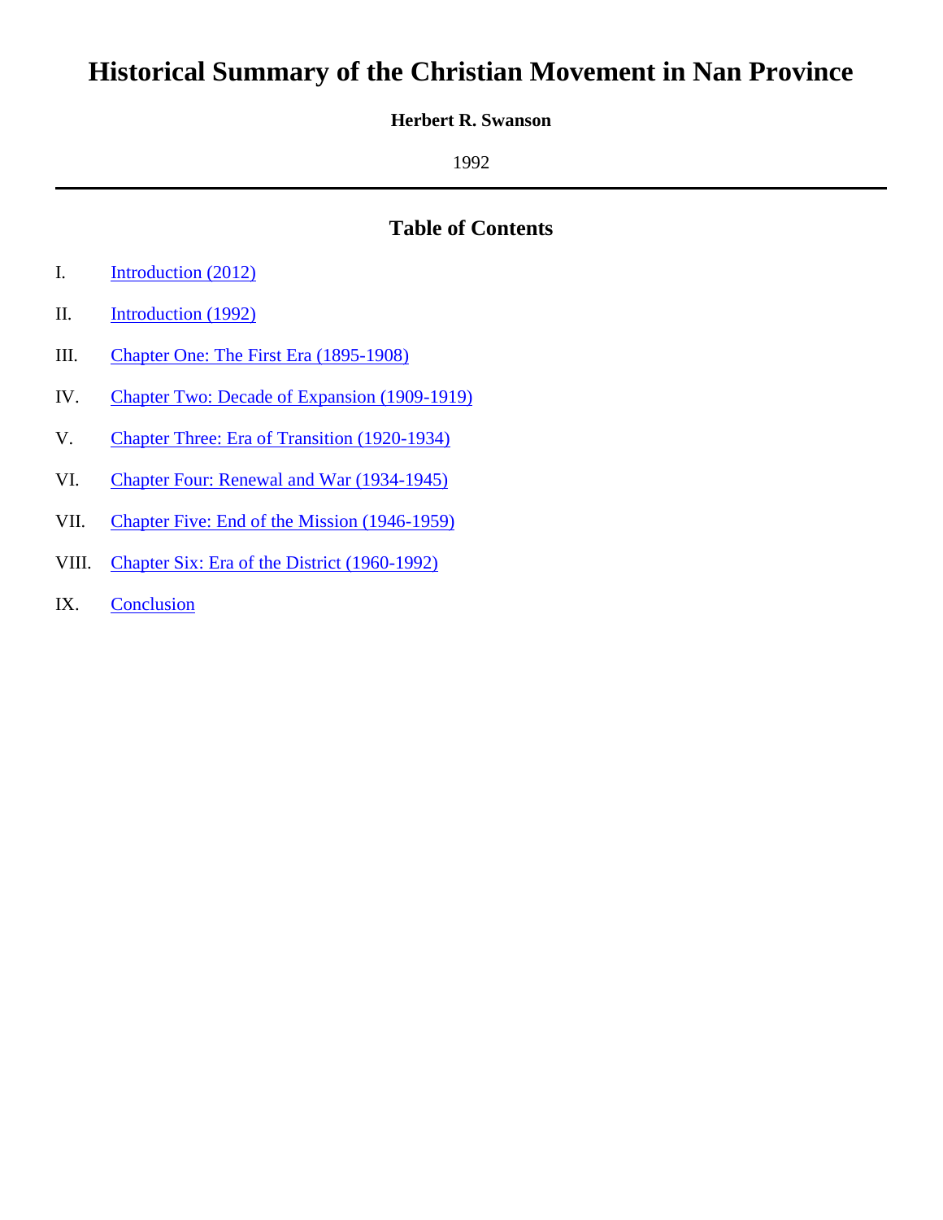# Historical Summary of the Christian Movement in Nan Province

**Herbert R. Swanson**

1992

---

## Table of Contents

I. Introduction (2012)

II. Introduction (1992)

III. Chapter One: The First Era (1895-1908)

IV. Chapter Two: Decade of Expansion (1909-1919)

V. Chapter Three: Era of Transition (1920-1934)

VI. Chapter Four: Renewal and War (1934-1945)

VII. Chapter Five: End of the Mission (1946-1959)

VIII. Chapter Six: Era of the District (1960-1992)

IX. Conclusion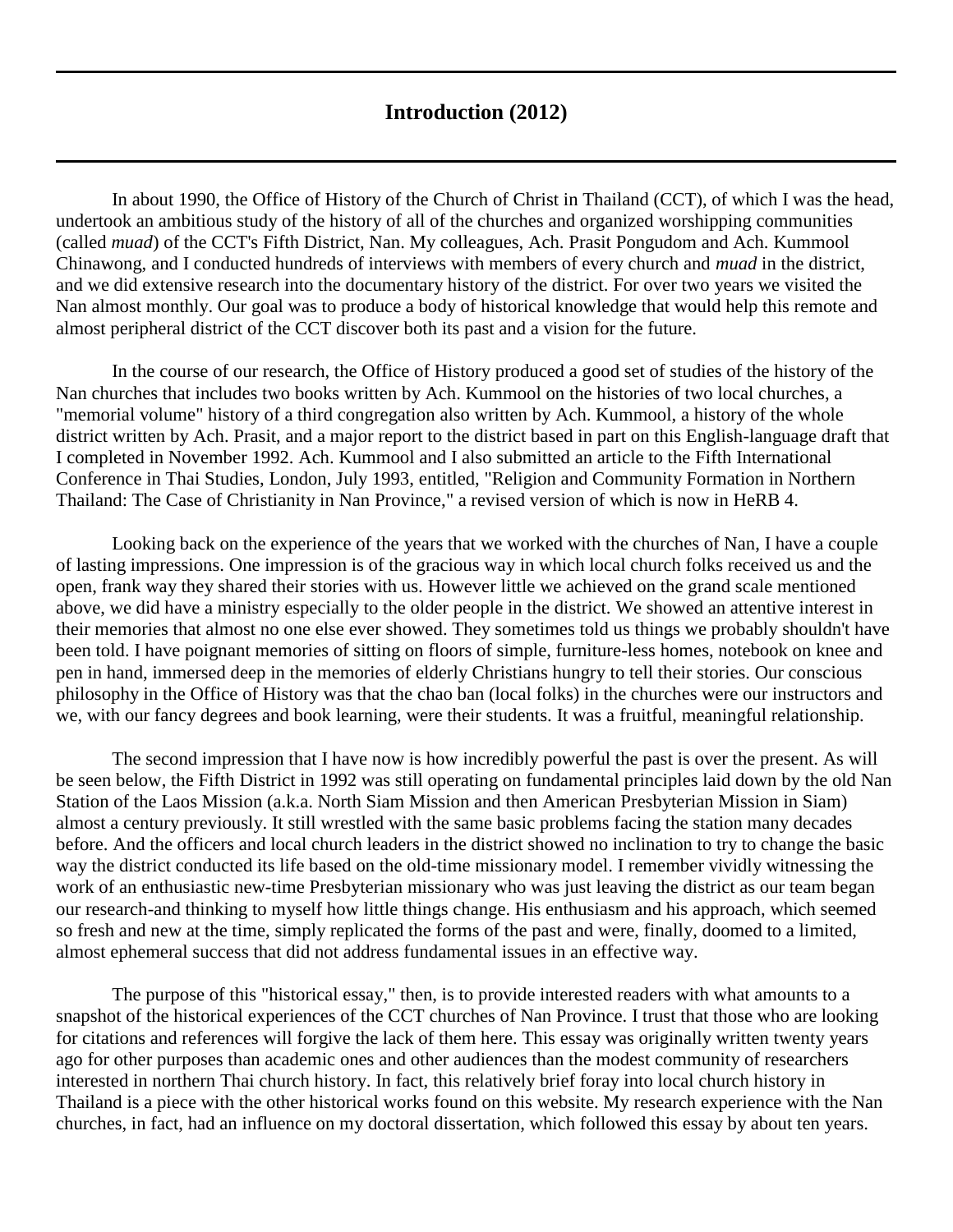# Introduction (2012)

In about 1990, the Office of History of the Church of Christ in Thailand (CCT), of which I was the head, undertook an ambitious study of the history of all of the churches and organized worshipping communities (called *muad*) of the CCT's Fifth District, Nan. My colleagues, Ach. Prasit Pongudom and Ach. Kummool Chinawong, and I conducted hundreds of interviews with members of every church and *muad* in the district, and we did extensive research into the documentary history of the district. For over two years we visited the Nan almost monthly. Our goal was to produce a body of historical knowledge that would help this remote and almost peripheral district of the CCT discover both its past and a vision for the future.

In the course of our research, the Office of History produced a good set of studies of the history of the Nan churches that includes two books written by Ach. Kummool on the histories of two local churches, a "memorial volume" history of a third congregation also written by Ach. Kummool, a history of the whole district written by Ach. Prasit, and a major report to the district based in part on this English-language draft that I completed in November 1992. Ach. Kummool and I also submitted an article to the Fifth International Conference in Thai Studies, London, July 1993, entitled, "Religion and Community Formation in Northern Thailand: The Case of Christianity in Nan Province," a revised version of which is now in HeRB 4.

Looking back on the experience of the years that we worked with the churches of Nan, I have a couple of lasting impressions. One impression is of the gracious way in which local church folks received us and the open, frank way they shared their stories with us. However little we achieved on the grand scale mentioned above, we did have a ministry especially to the older people in the district. We showed an attentive interest in their memories that almost no one else ever showed. They sometimes told us things we probably shouldn't have been told. I have poignant memories of sitting on floors of simple, furniture-less homes, notebook on knee and pen in hand, immersed deep in the memories of elderly Christians hungry to tell their stories. Our conscious philosophy in the Office of History was that the chao ban (local folks) in the churches were our instructors and we, with our fancy degrees and book learning, were their students. It was a fruitful, meaningful relationship.

The second impression that I have now is how incredibly powerful the past is over the present. As will be seen below, the Fifth District in 1992 was still operating on fundamental principles laid down by the old Nan Station of the Laos Mission (a.k.a. North Siam Mission and then American Presbyterian Mission in Siam) almost a century previously. It still wrestled with the same basic problems facing the station many decades before. And the officers and local church leaders in the district showed no inclination to try to change the basic way the district conducted its life based on the old-time missionary model. I remember vividly witnessing the work of an enthusiastic new-time Presbyterian missionary who was just leaving the district as our team began our research-and thinking to myself how little things change. His enthusiasm and his approach, which seemed so fresh and new at the time, simply replicated the forms of the past and were, finally, doomed to a limited, almost ephemeral success that did not address fundamental issues in an effective way.

The purpose of this "historical essay," then, is to provide interested readers with what amounts to a snapshot of the historical experiences of the CCT churches of Nan Province. I trust that those who are looking for citations and references will forgive the lack of them here. This essay was originally written twenty years ago for other purposes than academic ones and other audiences than the modest community of researchers interested in northern Thai church history. In fact, this relatively brief foray into local church history in Thailand is a piece with the other historical works found on this website. My research experience with the Nan churches, in fact, had an influence on my doctoral dissertation, which followed this essay by about ten years.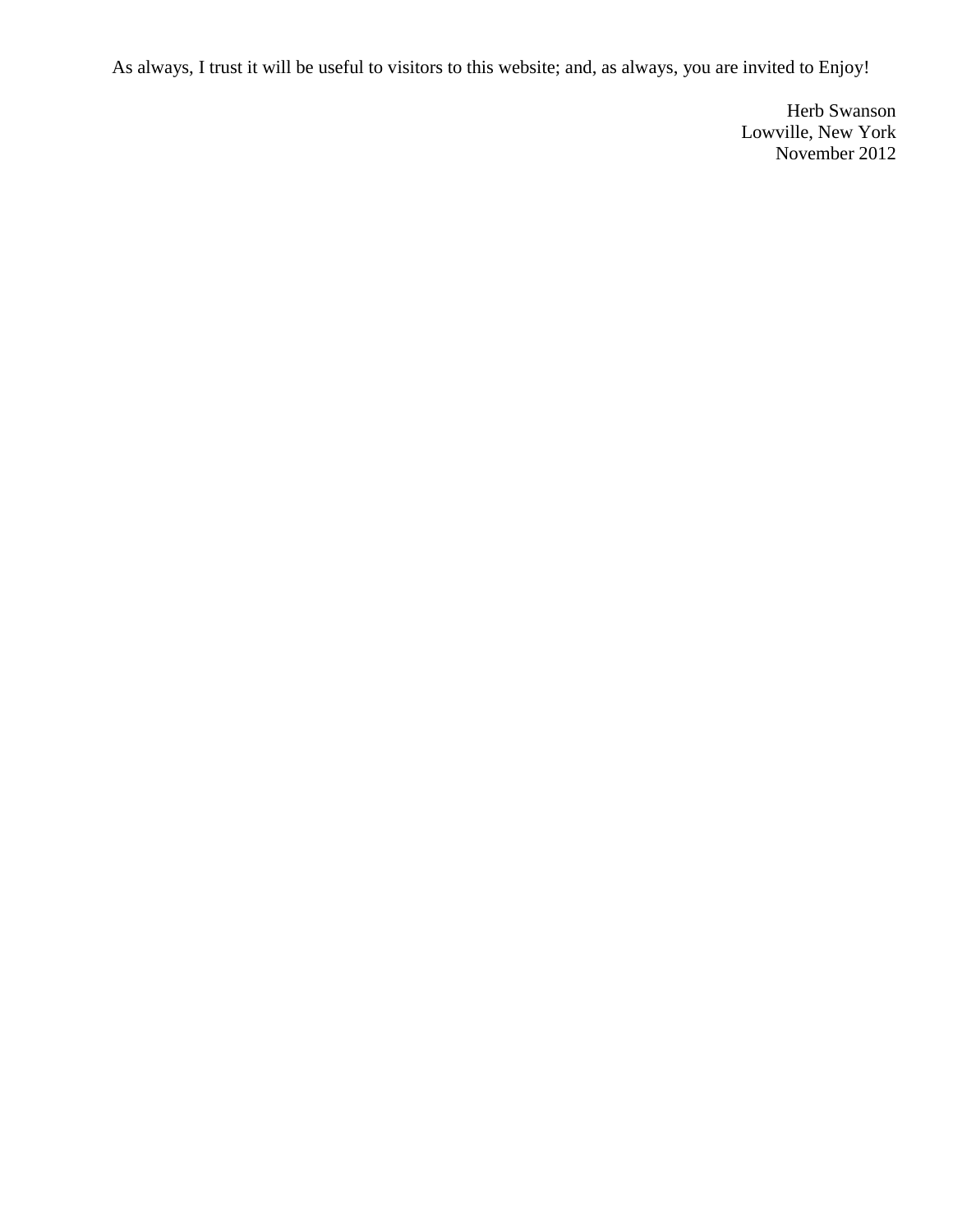As always, I trust it will be useful to visitors to this website; and, as always, you are invited to Enjoy!

Herb Swanson  
Lowville, New York  
November 2012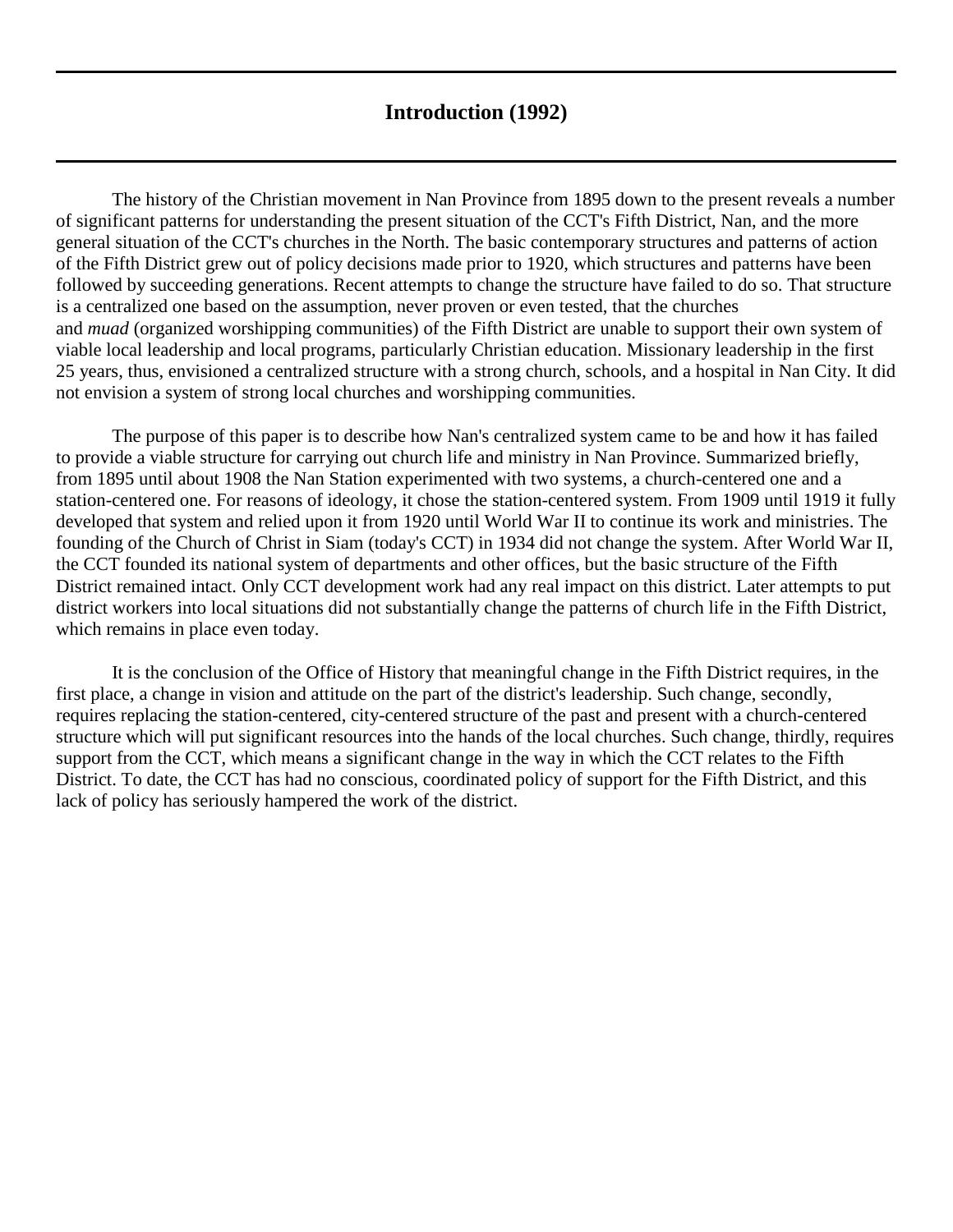# Introduction (1992)

The history of the Christian movement in Nan Province from 1895 down to the present reveals a number of significant patterns for understanding the present situation of the CCT's Fifth District, Nan, and the more general situation of the CCT's churches in the North. The basic contemporary structures and patterns of action of the Fifth District grew out of policy decisions made prior to 1920, which structures and patterns have been followed by succeeding generations. Recent attempts to change the structure have failed to do so. That structure is a centralized one based on the assumption, never proven or even tested, that the churches and *muad* (organized worshipping communities) of the Fifth District are unable to support their own system of viable local leadership and local programs, particularly Christian education. Missionary leadership in the first 25 years, thus, envisioned a centralized structure with a strong church, schools, and a hospital in Nan City. It did not envision a system of strong local churches and worshipping communities.

The purpose of this paper is to describe how Nan's centralized system came to be and how it has failed to provide a viable structure for carrying out church life and ministry in Nan Province. Summarized briefly, from 1895 until about 1908 the Nan Station experimented with two systems, a church-centered one and a station-centered one. For reasons of ideology, it chose the station-centered system. From 1909 until 1919 it fully developed that system and relied upon it from 1920 until World War II to continue its work and ministries. The founding of the Church of Christ in Siam (today's CCT) in 1934 did not change the system. After World War II, the CCT founded its national system of departments and other offices, but the basic structure of the Fifth District remained intact. Only CCT development work had any real impact on this district. Later attempts to put district workers into local situations did not substantially change the patterns of church life in the Fifth District, which remains in place even today.

It is the conclusion of the Office of History that meaningful change in the Fifth District requires, in the first place, a change in vision and attitude on the part of the district's leadership. Such change, secondly, requires replacing the station-centered, city-centered structure of the past and present with a church-centered structure which will put significant resources into the hands of the local churches. Such change, thirdly, requires support from the CCT, which means a significant change in the way in which the CCT relates to the Fifth District. To date, the CCT has had no conscious, coordinated policy of support for the Fifth District, and this lack of policy has seriously hampered the work of the district.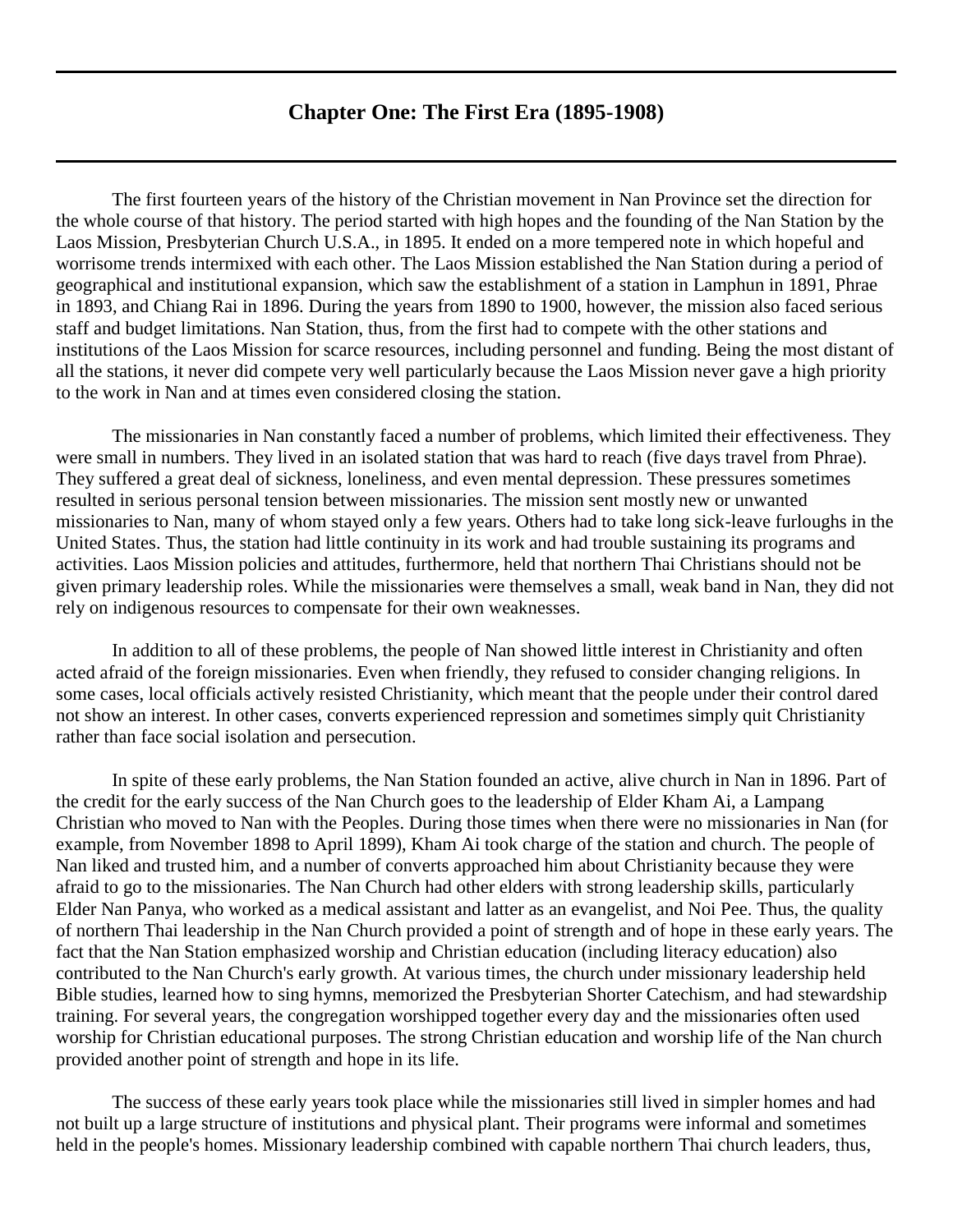## Chapter One: The First Era (1895-1908)

The first fourteen years of the history of the Christian movement in Nan Province set the direction for the whole course of that history. The period started with high hopes and the founding of the Nan Station by the Laos Mission, Presbyterian Church U.S.A., in 1895. It ended on a more tempered note in which hopeful and worrisome trends intermixed with each other. The Laos Mission established the Nan Station during a period of geographical and institutional expansion, which saw the establishment of a station in Lamphun in 1891, Phrae in 1893, and Chiang Rai in 1896. During the years from 1890 to 1900, however, the mission also faced serious staff and budget limitations. Nan Station, thus, from the first had to compete with the other stations and institutions of the Laos Mission for scarce resources, including personnel and funding. Being the most distant of all the stations, it never did compete very well particularly because the Laos Mission never gave a high priority to the work in Nan and at times even considered closing the station.

The missionaries in Nan constantly faced a number of problems, which limited their effectiveness. They were small in numbers. They lived in an isolated station that was hard to reach (five days travel from Phrae). They suffered a great deal of sickness, loneliness, and even mental depression. These pressures sometimes resulted in serious personal tension between missionaries. The mission sent mostly new or unwanted missionaries to Nan, many of whom stayed only a few years. Others had to take long sick-leave furloughs in the United States. Thus, the station had little continuity in its work and had trouble sustaining its programs and activities. Laos Mission policies and attitudes, furthermore, held that northern Thai Christians should not be given primary leadership roles. While the missionaries were themselves a small, weak band in Nan, they did not rely on indigenous resources to compensate for their own weaknesses.

In addition to all of these problems, the people of Nan showed little interest in Christianity and often acted afraid of the foreign missionaries. Even when friendly, they refused to consider changing religions. In some cases, local officials actively resisted Christianity, which meant that the people under their control dared not show an interest. In other cases, converts experienced repression and sometimes simply quit Christianity rather than face social isolation and persecution.

In spite of these early problems, the Nan Station founded an active, alive church in Nan in 1896. Part of the credit for the early success of the Nan Church goes to the leadership of Elder Kham Ai, a Lampang Christian who moved to Nan with the Peoples. During those times when there were no missionaries in Nan (for example, from November 1898 to April 1899), Kham Ai took charge of the station and church. The people of Nan liked and trusted him, and a number of converts approached him about Christianity because they were afraid to go to the missionaries. The Nan Church had other elders with strong leadership skills, particularly Elder Nan Panya, who worked as a medical assistant and latter as an evangelist, and Noi Pee. Thus, the quality of northern Thai leadership in the Nan Church provided a point of strength and of hope in these early years. The fact that the Nan Station emphasized worship and Christian education (including literacy education) also contributed to the Nan Church's early growth. At various times, the church under missionary leadership held Bible studies, learned how to sing hymns, memorized the Presbyterian Shorter Catechism, and had stewardship training. For several years, the congregation worshipped together every day and the missionaries often used worship for Christian educational purposes. The strong Christian education and worship life of the Nan church provided another point of strength and hope in its life.

The success of these early years took place while the missionaries still lived in simpler homes and had not built up a large structure of institutions and physical plant. Their programs were informal and sometimes held in the people's homes. Missionary leadership combined with capable northern Thai church leaders, thus,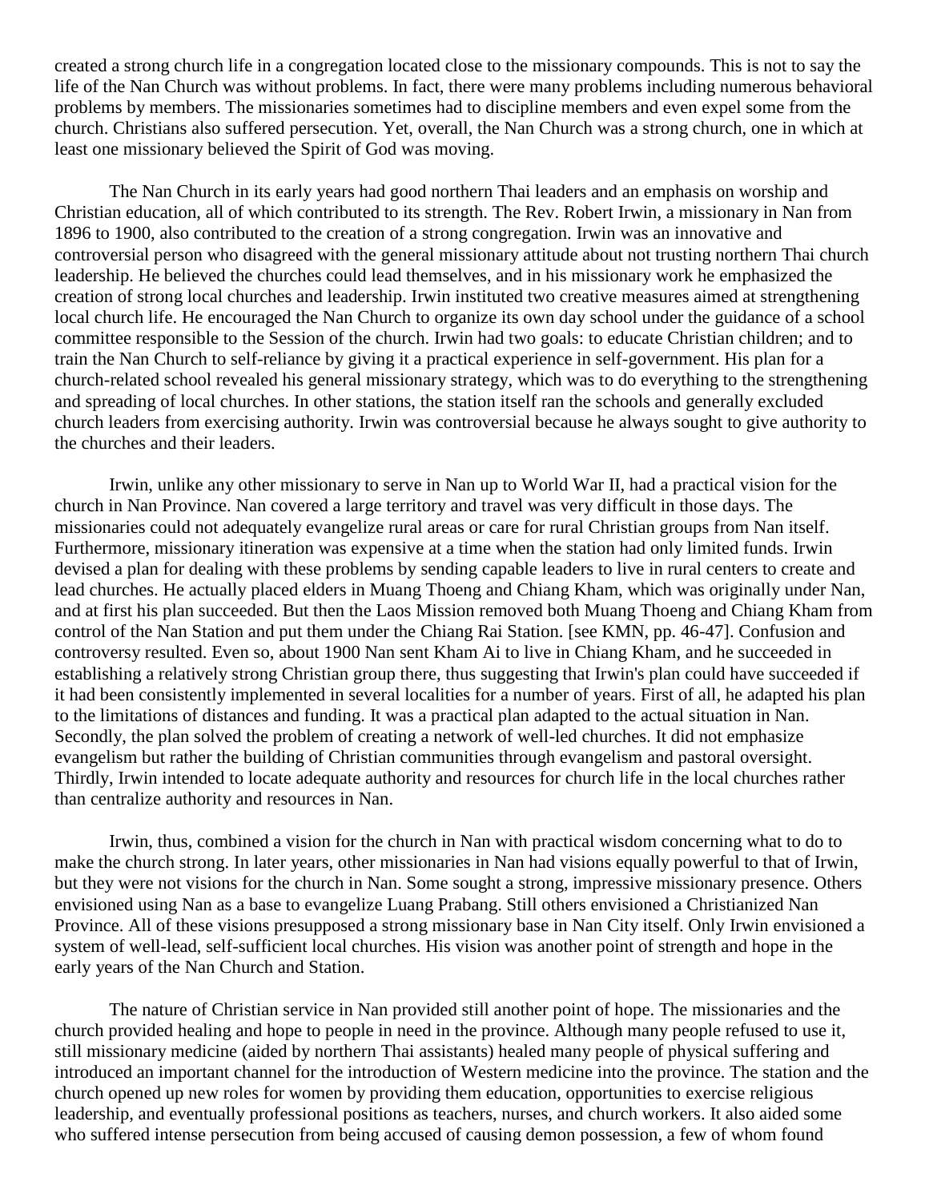created a strong church life in a congregation located close to the missionary compounds. This is not to say the life of the Nan Church was without problems. In fact, there were many problems including numerous behavioral problems by members. The missionaries sometimes had to discipline members and even expel some from the church. Christians also suffered persecution. Yet, overall, the Nan Church was a strong church, one in which at least one missionary believed the Spirit of God was moving.

The Nan Church in its early years had good northern Thai leaders and an emphasis on worship and Christian education, all of which contributed to its strength. The Rev. Robert Irwin, a missionary in Nan from 1896 to 1900, also contributed to the creation of a strong congregation. Irwin was an innovative and controversial person who disagreed with the general missionary attitude about not trusting northern Thai church leadership. He believed the churches could lead themselves, and in his missionary work he emphasized the creation of strong local churches and leadership. Irwin instituted two creative measures aimed at strengthening local church life. He encouraged the Nan Church to organize its own day school under the guidance of a school committee responsible to the Session of the church. Irwin had two goals: to educate Christian children; and to train the Nan Church to self-reliance by giving it a practical experience in self-government. His plan for a church-related school revealed his general missionary strategy, which was to do everything to the strengthening and spreading of local churches. In other stations, the station itself ran the schools and generally excluded church leaders from exercising authority. Irwin was controversial because he always sought to give authority to the churches and their leaders.

Irwin, unlike any other missionary to serve in Nan up to World War II, had a practical vision for the church in Nan Province. Nan covered a large territory and travel was very difficult in those days. The missionaries could not adequately evangelize rural areas or care for rural Christian groups from Nan itself. Furthermore, missionary itineration was expensive at a time when the station had only limited funds. Irwin devised a plan for dealing with these problems by sending capable leaders to live in rural centers to create and lead churches. He actually placed elders in Muang Thoeng and Chiang Kham, which was originally under Nan, and at first his plan succeeded. But then the Laos Mission removed both Muang Thoeng and Chiang Kham from control of the Nan Station and put them under the Chiang Rai Station. [see KMN, pp. 46-47]. Confusion and controversy resulted. Even so, about 1900 Nan sent Kham Ai to live in Chiang Kham, and he succeeded in establishing a relatively strong Christian group there, thus suggesting that Irwin's plan could have succeeded if it had been consistently implemented in several localities for a number of years. First of all, he adapted his plan to the limitations of distances and funding. It was a practical plan adapted to the actual situation in Nan. Secondly, the plan solved the problem of creating a network of well-led churches. It did not emphasize evangelism but rather the building of Christian communities through evangelism and pastoral oversight. Thirdly, Irwin intended to locate adequate authority and resources for church life in the local churches rather than centralize authority and resources in Nan.

Irwin, thus, combined a vision for the church in Nan with practical wisdom concerning what to do to make the church strong. In later years, other missionaries in Nan had visions equally powerful to that of Irwin, but they were not visions for the church in Nan. Some sought a strong, impressive missionary presence. Others envisioned using Nan as a base to evangelize Luang Prabang. Still others envisioned a Christianized Nan Province. All of these visions presupposed a strong missionary base in Nan City itself. Only Irwin envisioned a system of well-lead, self-sufficient local churches. His vision was another point of strength and hope in the early years of the Nan Church and Station.

The nature of Christian service in Nan provided still another point of hope. The missionaries and the church provided healing and hope to people in need in the province. Although many people refused to use it, still missionary medicine (aided by northern Thai assistants) healed many people of physical suffering and introduced an important channel for the introduction of Western medicine into the province. The station and the church opened up new roles for women by providing them education, opportunities to exercise religious leadership, and eventually professional positions as teachers, nurses, and church workers. It also aided some who suffered intense persecution from being accused of causing demon possession, a few of whom found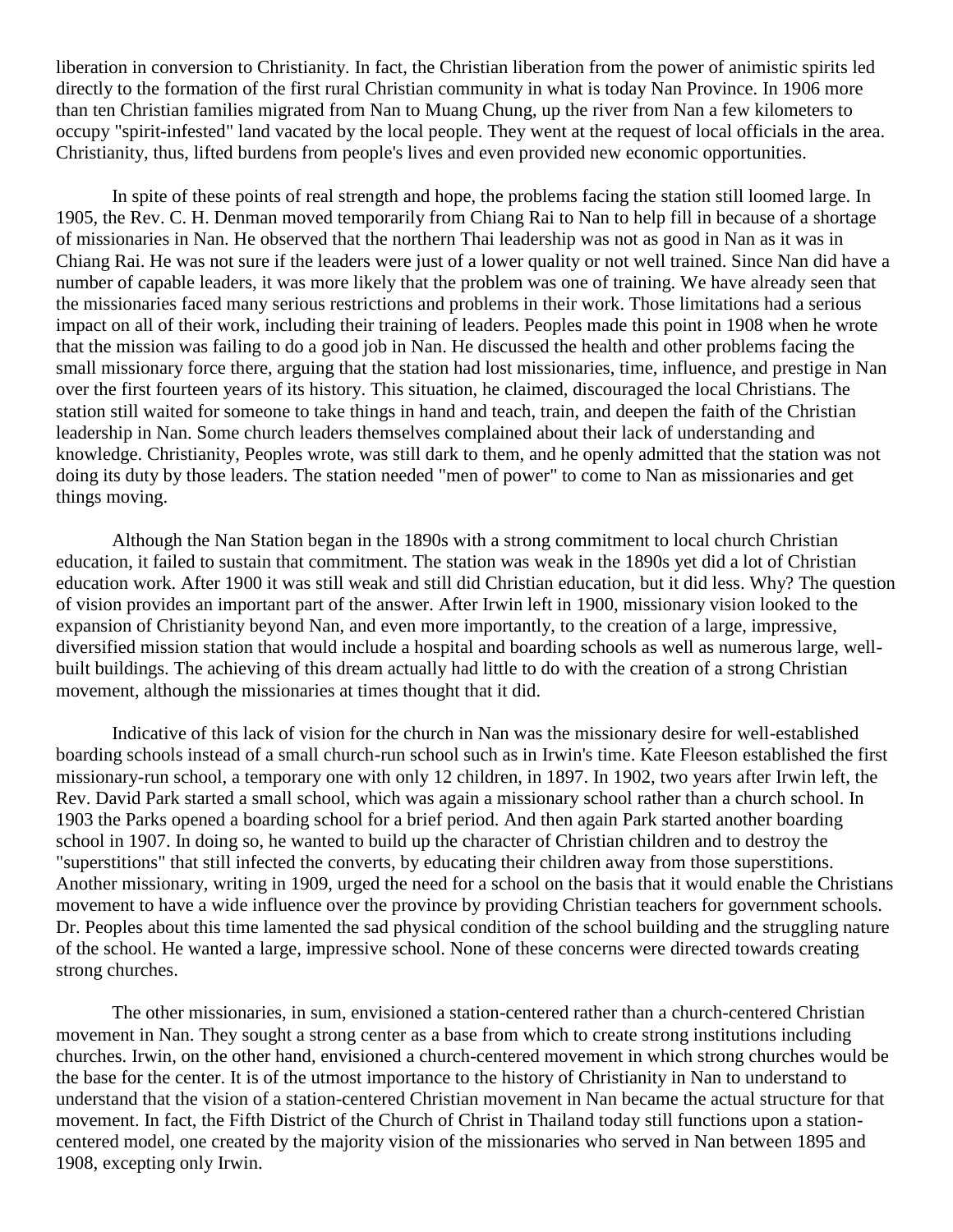liberation in conversion to Christianity. In fact, the Christian liberation from the power of animistic spirits led directly to the formation of the first rural Christian community in what is today Nan Province. In 1906 more than ten Christian families migrated from Nan to Muang Chung, up the river from Nan a few kilometers to occupy "spirit-infested" land vacated by the local people. They went at the request of local officials in the area. Christianity, thus, lifted burdens from people's lives and even provided new economic opportunities.

In spite of these points of real strength and hope, the problems facing the station still loomed large. In 1905, the Rev. C. H. Denman moved temporarily from Chiang Rai to Nan to help fill in because of a shortage of missionaries in Nan. He observed that the northern Thai leadership was not as good in Nan as it was in Chiang Rai. He was not sure if the leaders were just of a lower quality or not well trained. Since Nan did have a number of capable leaders, it was more likely that the problem was one of training. We have already seen that the missionaries faced many serious restrictions and problems in their work. Those limitations had a serious impact on all of their work, including their training of leaders. Peoples made this point in 1908 when he wrote that the mission was failing to do a good job in Nan. He discussed the health and other problems facing the small missionary force there, arguing that the station had lost missionaries, time, influence, and prestige in Nan over the first fourteen years of its history. This situation, he claimed, discouraged the local Christians. The station still waited for someone to take things in hand and teach, train, and deepen the faith of the Christian leadership in Nan. Some church leaders themselves complained about their lack of understanding and knowledge. Christianity, Peoples wrote, was still dark to them, and he openly admitted that the station was not doing its duty by those leaders. The station needed "men of power" to come to Nan as missionaries and get things moving.

Although the Nan Station began in the 1890s with a strong commitment to local church Christian education, it failed to sustain that commitment. The station was weak in the 1890s yet did a lot of Christian education work. After 1900 it was still weak and still did Christian education, but it did less. Why? The question of vision provides an important part of the answer. After Irwin left in 1900, missionary vision looked to the expansion of Christianity beyond Nan, and even more importantly, to the creation of a large, impressive, diversified mission station that would include a hospital and boarding schools as well as numerous large, well-built buildings. The achieving of this dream actually had little to do with the creation of a strong Christian movement, although the missionaries at times thought that it did.

Indicative of this lack of vision for the church in Nan was the missionary desire for well-established boarding schools instead of a small church-run school such as in Irwin's time. Kate Fleeson established the first missionary-run school, a temporary one with only 12 children, in 1897. In 1902, two years after Irwin left, the Rev. David Park started a small school, which was again a missionary school rather than a church school. In 1903 the Parks opened a boarding school for a brief period. And then again Park started another boarding school in 1907. In doing so, he wanted to build up the character of Christian children and to destroy the "superstitions" that still infected the converts, by educating their children away from those superstitions. Another missionary, writing in 1909, urged the need for a school on the basis that it would enable the Christians movement to have a wide influence over the province by providing Christian teachers for government schools. Dr. Peoples about this time lamented the sad physical condition of the school building and the struggling nature of the school. He wanted a large, impressive school. None of these concerns were directed towards creating strong churches.

The other missionaries, in sum, envisioned a station-centered rather than a church-centered Christian movement in Nan. They sought a strong center as a base from which to create strong institutions including churches. Irwin, on the other hand, envisioned a church-centered movement in which strong churches would be the base for the center. It is of the utmost importance to the history of Christianity in Nan to understand to understand that the vision of a station-centered Christian movement in Nan became the actual structure for that movement. In fact, the Fifth District of the Church of Christ in Thailand today still functions upon a station-centered model, one created by the majority vision of the missionaries who served in Nan between 1895 and 1908, excepting only Irwin.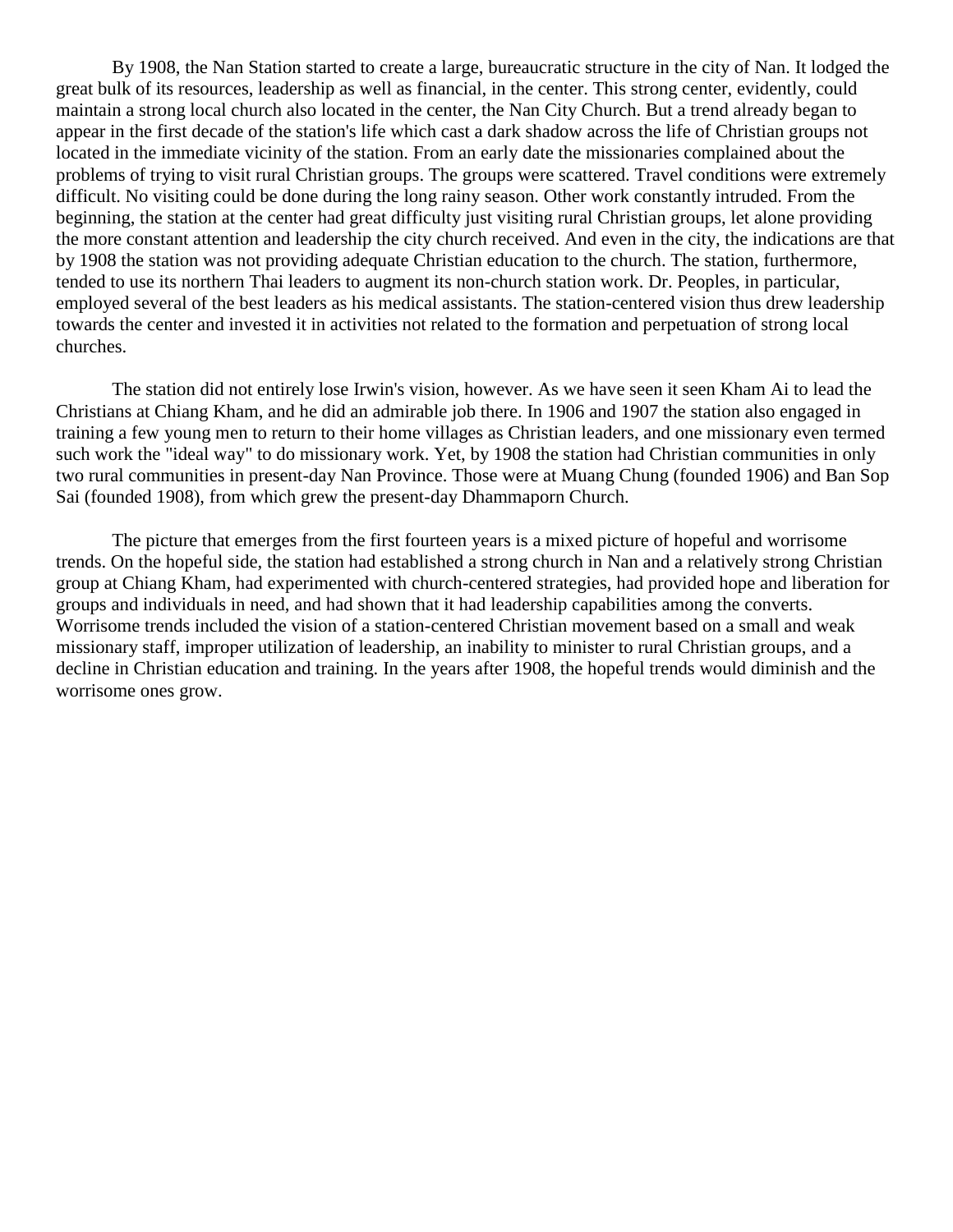By 1908, the Nan Station started to create a large, bureaucratic structure in the city of Nan. It lodged the great bulk of its resources, leadership as well as financial, in the center. This strong center, evidently, could maintain a strong local church also located in the center, the Nan City Church. But a trend already began to appear in the first decade of the station's life which cast a dark shadow across the life of Christian groups not located in the immediate vicinity of the station. From an early date the missionaries complained about the problems of trying to visit rural Christian groups. The groups were scattered. Travel conditions were extremely difficult. No visiting could be done during the long rainy season. Other work constantly intruded. From the beginning, the station at the center had great difficulty just visiting rural Christian groups, let alone providing the more constant attention and leadership the city church received. And even in the city, the indications are that by 1908 the station was not providing adequate Christian education to the church. The station, furthermore, tended to use its northern Thai leaders to augment its non-church station work. Dr. Peoples, in particular, employed several of the best leaders as his medical assistants. The station-centered vision thus drew leadership towards the center and invested it in activities not related to the formation and perpetuation of strong local churches.

The station did not entirely lose Irwin's vision, however. As we have seen it seen Kham Ai to lead the Christians at Chiang Kham, and he did an admirable job there. In 1906 and 1907 the station also engaged in training a few young men to return to their home villages as Christian leaders, and one missionary even termed such work the "ideal way" to do missionary work. Yet, by 1908 the station had Christian communities in only two rural communities in present-day Nan Province. Those were at Muang Chung (founded 1906) and Ban Sop Sai (founded 1908), from which grew the present-day Dhammaporn Church.

The picture that emerges from the first fourteen years is a mixed picture of hopeful and worrisome trends. On the hopeful side, the station had established a strong church in Nan and a relatively strong Christian group at Chiang Kham, had experimented with church-centered strategies, had provided hope and liberation for groups and individuals in need, and had shown that it had leadership capabilities among the converts. Worrisome trends included the vision of a station-centered Christian movement based on a small and weak missionary staff, improper utilization of leadership, an inability to minister to rural Christian groups, and a decline in Christian education and training. In the years after 1908, the hopeful trends would diminish and the worrisome ones grow.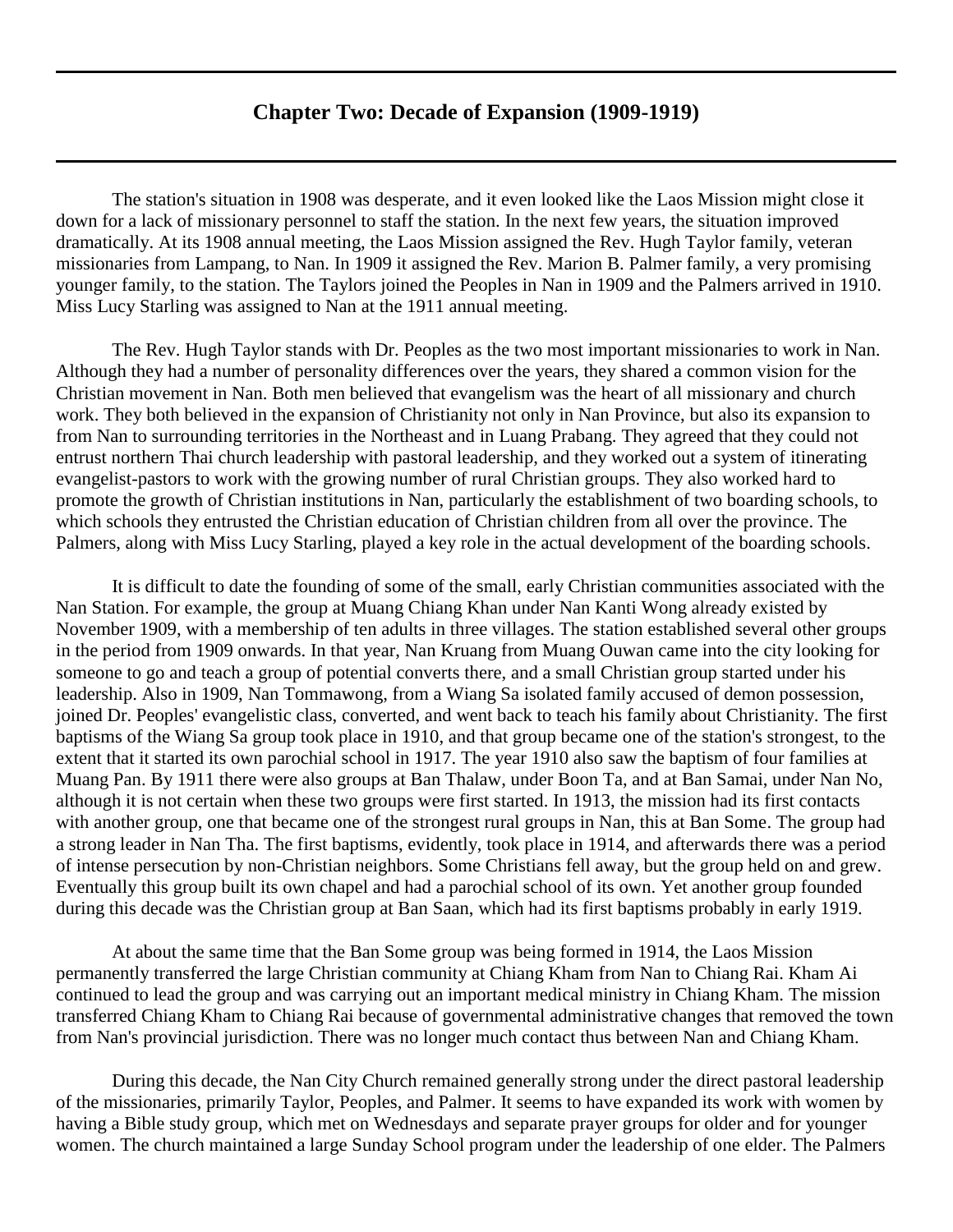## Chapter Two: Decade of Expansion (1909-1919)

The station's situation in 1908 was desperate, and it even looked like the Laos Mission might close it down for a lack of missionary personnel to staff the station. In the next few years, the situation improved dramatically. At its 1908 annual meeting, the Laos Mission assigned the Rev. Hugh Taylor family, veteran missionaries from Lampang, to Nan. In 1909 it assigned the Rev. Marion B. Palmer family, a very promising younger family, to the station. The Taylors joined the Peoples in Nan in 1909 and the Palmers arrived in 1910. Miss Lucy Starling was assigned to Nan at the 1911 annual meeting.

The Rev. Hugh Taylor stands with Dr. Peoples as the two most important missionaries to work in Nan. Although they had a number of personality differences over the years, they shared a common vision for the Christian movement in Nan. Both men believed that evangelism was the heart of all missionary and church work. They both believed in the expansion of Christianity not only in Nan Province, but also its expansion to from Nan to surrounding territories in the Northeast and in Luang Prabang. They agreed that they could not entrust northern Thai church leadership with pastoral leadership, and they worked out a system of itinerating evangelist-pastors to work with the growing number of rural Christian groups. They also worked hard to promote the growth of Christian institutions in Nan, particularly the establishment of two boarding schools, to which schools they entrusted the Christian education of Christian children from all over the province. The Palmers, along with Miss Lucy Starling, played a key role in the actual development of the boarding schools.

It is difficult to date the founding of some of the small, early Christian communities associated with the Nan Station. For example, the group at Muang Chiang Khan under Nan Kanti Wong already existed by November 1909, with a membership of ten adults in three villages. The station established several other groups in the period from 1909 onwards. In that year, Nan Kruang from Muang Ouwan came into the city looking for someone to go and teach a group of potential converts there, and a small Christian group started under his leadership. Also in 1909, Nan Tommawong, from a Wiang Sa isolated family accused of demon possession, joined Dr. Peoples' evangelistic class, converted, and went back to teach his family about Christianity. The first baptisms of the Wiang Sa group took place in 1910, and that group became one of the station's strongest, to the extent that it started its own parochial school in 1917. The year 1910 also saw the baptism of four families at Muang Pan. By 1911 there were also groups at Ban Thalaw, under Boon Ta, and at Ban Samai, under Nan No, although it is not certain when these two groups were first started. In 1913, the mission had its first contacts with another group, one that became one of the strongest rural groups in Nan, this at Ban Some. The group had a strong leader in Nan Tha. The first baptisms, evidently, took place in 1914, and afterwards there was a period of intense persecution by non-Christian neighbors. Some Christians fell away, but the group held on and grew. Eventually this group built its own chapel and had a parochial school of its own. Yet another group founded during this decade was the Christian group at Ban Saan, which had its first baptisms probably in early 1919.

At about the same time that the Ban Some group was being formed in 1914, the Laos Mission permanently transferred the large Christian community at Chiang Kham from Nan to Chiang Rai. Kham Ai continued to lead the group and was carrying out an important medical ministry in Chiang Kham. The mission transferred Chiang Kham to Chiang Rai because of governmental administrative changes that removed the town from Nan's provincial jurisdiction. There was no longer much contact thus between Nan and Chiang Kham.

During this decade, the Nan City Church remained generally strong under the direct pastoral leadership of the missionaries, primarily Taylor, Peoples, and Palmer. It seems to have expanded its work with women by having a Bible study group, which met on Wednesdays and separate prayer groups for older and for younger women. The church maintained a large Sunday School program under the leadership of one elder. The Palmers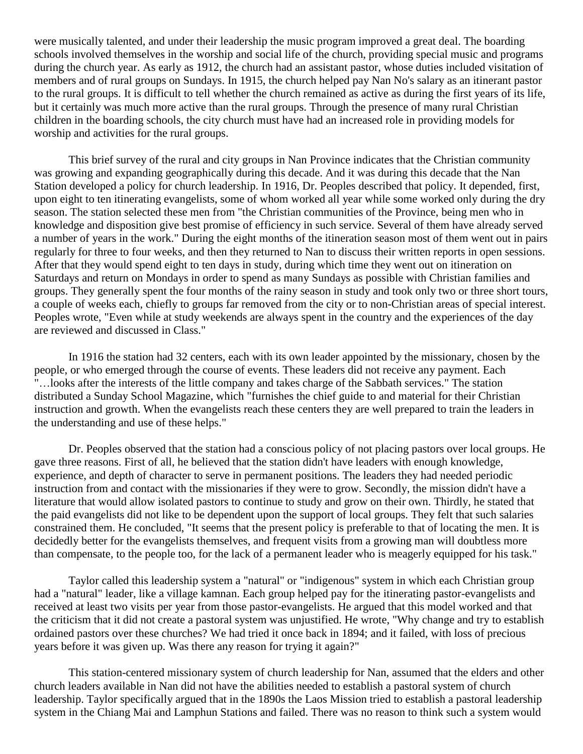were musically talented, and under their leadership the music program improved a great deal. The boarding schools involved themselves in the worship and social life of the church, providing special music and programs during the church year. As early as 1912, the church had an assistant pastor, whose duties included visitation of members and of rural groups on Sundays. In 1915, the church helped pay Nan No's salary as an itinerant pastor to the rural groups. It is difficult to tell whether the church remained as active as during the first years of its life, but it certainly was much more active than the rural groups. Through the presence of many rural Christian children in the boarding schools, the city church must have had an increased role in providing models for worship and activities for the rural groups.

This brief survey of the rural and city groups in Nan Province indicates that the Christian community was growing and expanding geographically during this decade. And it was during this decade that the Nan Station developed a policy for church leadership. In 1916, Dr. Peoples described that policy. It depended, first, upon eight to ten itinerating evangelists, some of whom worked all year while some worked only during the dry season. The station selected these men from "the Christian communities of the Province, being men who in knowledge and disposition give best promise of efficiency in such service. Several of them have already served a number of years in the work." During the eight months of the itineration season most of them went out in pairs regularly for three to four weeks, and then they returned to Nan to discuss their written reports in open sessions. After that they would spend eight to ten days in study, during which time they went out on itineration on Saturdays and return on Mondays in order to spend as many Sundays as possible with Christian families and groups. They generally spent the four months of the rainy season in study and took only two or three short tours, a couple of weeks each, chiefly to groups far removed from the city or to non-Christian areas of special interest. Peoples wrote, "Even while at study weekends are always spent in the country and the experiences of the day are reviewed and discussed in Class."

In 1916 the station had 32 centers, each with its own leader appointed by the missionary, chosen by the people, or who emerged through the course of events. These leaders did not receive any payment. Each "…looks after the interests of the little company and takes charge of the Sabbath services." The station distributed a Sunday School Magazine, which "furnishes the chief guide to and material for their Christian instruction and growth. When the evangelists reach these centers they are well prepared to train the leaders in the understanding and use of these helps."

Dr. Peoples observed that the station had a conscious policy of not placing pastors over local groups. He gave three reasons. First of all, he believed that the station didn't have leaders with enough knowledge, experience, and depth of character to serve in permanent positions. The leaders they had needed periodic instruction from and contact with the missionaries if they were to grow. Secondly, the mission didn't have a literature that would allow isolated pastors to continue to study and grow on their own. Thirdly, he stated that the paid evangelists did not like to be dependent upon the support of local groups. They felt that such salaries constrained them. He concluded, "It seems that the present policy is preferable to that of locating the men. It is decidedly better for the evangelists themselves, and frequent visits from a growing man will doubtless more than compensate, to the people too, for the lack of a permanent leader who is meagerly equipped for his task."

Taylor called this leadership system a "natural" or "indigenous" system in which each Christian group had a "natural" leader, like a village kamnan. Each group helped pay for the itinerating pastor-evangelists and received at least two visits per year from those pastor-evangelists. He argued that this model worked and that the criticism that it did not create a pastoral system was unjustified. He wrote, "Why change and try to establish ordained pastors over these churches? We had tried it once back in 1894; and it failed, with loss of precious years before it was given up. Was there any reason for trying it again?"

This station-centered missionary system of church leadership for Nan, assumed that the elders and other church leaders available in Nan did not have the abilities needed to establish a pastoral system of church leadership. Taylor specifically argued that in the 1890s the Laos Mission tried to establish a pastoral leadership system in the Chiang Mai and Lamphun Stations and failed. There was no reason to think such a system would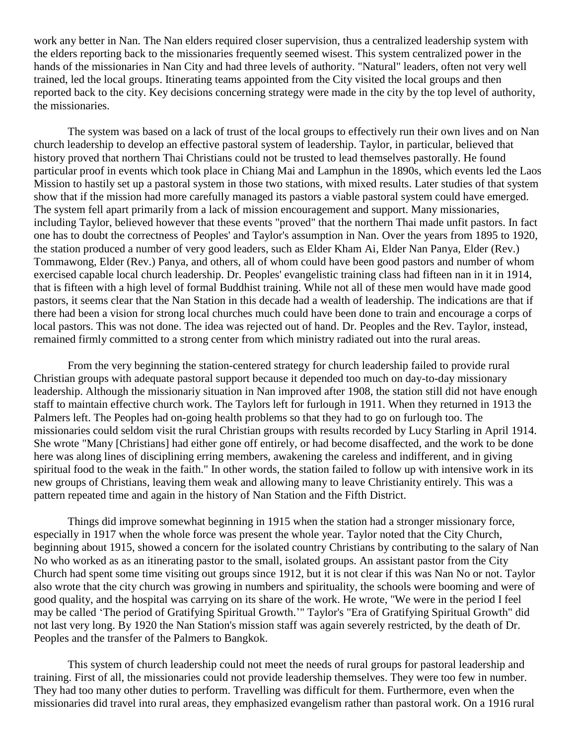work any better in Nan. The Nan elders required closer supervision, thus a centralized leadership system with the elders reporting back to the missionaries frequently seemed wisest. This system centralized power in the hands of the missionaries in Nan City and had three levels of authority. "Natural" leaders, often not very well trained, led the local groups. Itinerating teams appointed from the City visited the local groups and then reported back to the city. Key decisions concerning strategy were made in the city by the top level of authority, the missionaries.

The system was based on a lack of trust of the local groups to effectively run their own lives and on Nan church leadership to develop an effective pastoral system of leadership. Taylor, in particular, believed that history proved that northern Thai Christians could not be trusted to lead themselves pastorally. He found particular proof in events which took place in Chiang Mai and Lamphun in the 1890s, which events led the Laos Mission to hastily set up a pastoral system in those two stations, with mixed results. Later studies of that system show that if the mission had more carefully managed its pastors a viable pastoral system could have emerged. The system fell apart primarily from a lack of mission encouragement and support. Many missionaries, including Taylor, believed however that these events "proved" that the northern Thai made unfit pastors. In fact one has to doubt the correctness of Peoples' and Taylor's assumption in Nan. Over the years from 1895 to 1920, the station produced a number of very good leaders, such as Elder Kham Ai, Elder Nan Panya, Elder (Rev.) Tommawong, Elder (Rev.) Panya, and others, all of whom could have been good pastors and number of whom exercised capable local church leadership. Dr. Peoples' evangelistic training class had fifteen nan in it in 1914, that is fifteen with a high level of formal Buddhist training. While not all of these men would have made good pastors, it seems clear that the Nan Station in this decade had a wealth of leadership. The indications are that if there had been a vision for strong local churches much could have been done to train and encourage a corps of local pastors. This was not done. The idea was rejected out of hand. Dr. Peoples and the Rev. Taylor, instead, remained firmly committed to a strong center from which ministry radiated out into the rural areas.

From the very beginning the station-centered strategy for church leadership failed to provide rural Christian groups with adequate pastoral support because it depended too much on day-to-day missionary leadership. Although the missionariy situation in Nan improved after 1908, the station still did not have enough staff to maintain effective church work. The Taylors left for furlough in 1911. When they returned in 1913 the Palmers left. The Peoples had on-going health problems so that they had to go on furlough too. The missionaries could seldom visit the rural Christian groups with results recorded by Lucy Starling in April 1914. She wrote "Many [Christians] had either gone off entirely, or had become disaffected, and the work to be done here was along lines of disciplining erring members, awakening the careless and indifferent, and in giving spiritual food to the weak in the faith." In other words, the station failed to follow up with intensive work in its new groups of Christians, leaving them weak and allowing many to leave Christianity entirely. This was a pattern repeated time and again in the history of Nan Station and the Fifth District.

Things did improve somewhat beginning in 1915 when the station had a stronger missionary force, especially in 1917 when the whole force was present the whole year. Taylor noted that the City Church, beginning about 1915, showed a concern for the isolated country Christians by contributing to the salary of Nan No who worked as as an itinerating pastor to the small, isolated groups. An assistant pastor from the City Church had spent some time visiting out groups since 1912, but it is not clear if this was Nan No or not. Taylor also wrote that the city church was growing in numbers and spirituality, the schools were booming and were of good quality, and the hospital was carrying on its share of the work. He wrote, "We were in the period I feel may be called 'The period of Gratifying Spiritual Growth.'" Taylor's "Era of Gratifying Spiritual Growth" did not last very long. By 1920 the Nan Station's mission staff was again severely restricted, by the death of Dr. Peoples and the transfer of the Palmers to Bangkok.

This system of church leadership could not meet the needs of rural groups for pastoral leadership and training. First of all, the missionaries could not provide leadership themselves. They were too few in number. They had too many other duties to perform. Travelling was difficult for them. Furthermore, even when the missionaries did travel into rural areas, they emphasized evangelism rather than pastoral work. On a 1916 rural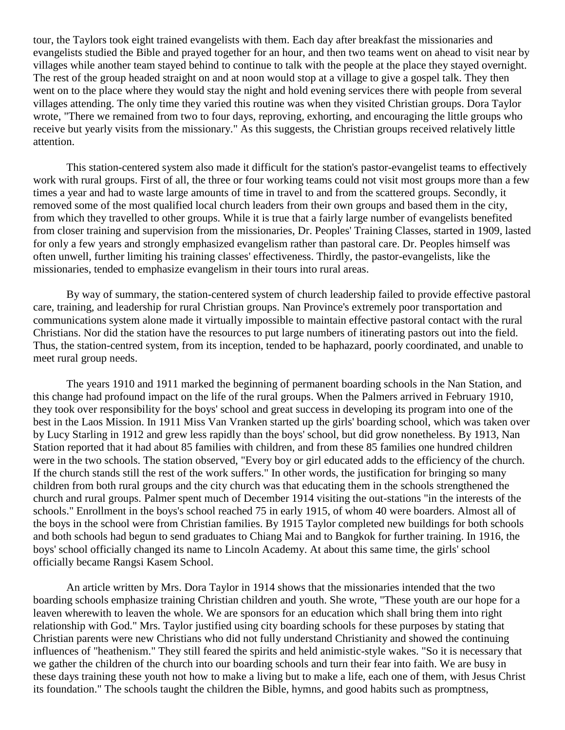tour, the Taylors took eight trained evangelists with them. Each day after breakfast the missionaries and evangelists studied the Bible and prayed together for an hour, and then two teams went on ahead to visit near by villages while another team stayed behind to continue to talk with the people at the place they stayed overnight. The rest of the group headed straight on and at noon would stop at a village to give a gospel talk. They then went on to the place where they would stay the night and hold evening services there with people from several villages attending. The only time they varied this routine was when they visited Christian groups. Dora Taylor wrote, "There we remained from two to four days, reproving, exhorting, and encouraging the little groups who receive but yearly visits from the missionary." As this suggests, the Christian groups received relatively little attention.

This station-centered system also made it difficult for the station's pastor-evangelist teams to effectively work with rural groups. First of all, the three or four working teams could not visit most groups more than a few times a year and had to waste large amounts of time in travel to and from the scattered groups. Secondly, it removed some of the most qualified local church leaders from their own groups and based them in the city, from which they travelled to other groups. While it is true that a fairly large number of evangelists benefited from closer training and supervision from the missionaries, Dr. Peoples' Training Classes, started in 1909, lasted for only a few years and strongly emphasized evangelism rather than pastoral care. Dr. Peoples himself was often unwell, further limiting his training classes' effectiveness. Thirdly, the pastor-evangelists, like the missionaries, tended to emphasize evangelism in their tours into rural areas.

By way of summary, the station-centered system of church leadership failed to provide effective pastoral care, training, and leadership for rural Christian groups. Nan Province's extremely poor transportation and communications system alone made it virtually impossible to maintain effective pastoral contact with the rural Christians. Nor did the station have the resources to put large numbers of itinerating pastors out into the field. Thus, the station-centred system, from its inception, tended to be haphazard, poorly coordinated, and unable to meet rural group needs.

The years 1910 and 1911 marked the beginning of permanent boarding schools in the Nan Station, and this change had profound impact on the life of the rural groups. When the Palmers arrived in February 1910, they took over responsibility for the boys' school and great success in developing its program into one of the best in the Laos Mission. In 1911 Miss Van Vranken started up the girls' boarding school, which was taken over by Lucy Starling in 1912 and grew less rapidly than the boys' school, but did grow nonetheless. By 1913, Nan Station reported that it had about 85 families with children, and from these 85 families one hundred children were in the two schools. The station observed, "Every boy or girl educated adds to the efficiency of the church. If the church stands still the rest of the work suffers." In other words, the justification for bringing so many children from both rural groups and the city church was that educating them in the schools strengthened the church and rural groups. Palmer spent much of December 1914 visiting the out-stations "in the interests of the schools." Enrollment in the boys's school reached 75 in early 1915, of whom 40 were boarders. Almost all of the boys in the school were from Christian families. By 1915 Taylor completed new buildings for both schools and both schools had begun to send graduates to Chiang Mai and to Bangkok for further training. In 1916, the boys' school officially changed its name to Lincoln Academy. At about this same time, the girls' school officially became Rangsi Kasem School.

An article written by Mrs. Dora Taylor in 1914 shows that the missionaries intended that the two boarding schools emphasize training Christian children and youth. She wrote, "These youth are our hope for a leaven wherewith to leaven the whole. We are sponsors for an education which shall bring them into right relationship with God." Mrs. Taylor justified using city boarding schools for these purposes by stating that Christian parents were new Christians who did not fully understand Christianity and showed the continuing influences of "heathenism." They still feared the spirits and held animistic-style wakes. "So it is necessary that we gather the children of the church into our boarding schools and turn their fear into faith. We are busy in these days training these youth not how to make a living but to make a life, each one of them, with Jesus Christ its foundation." The schools taught the children the Bible, hymns, and good habits such as promptness,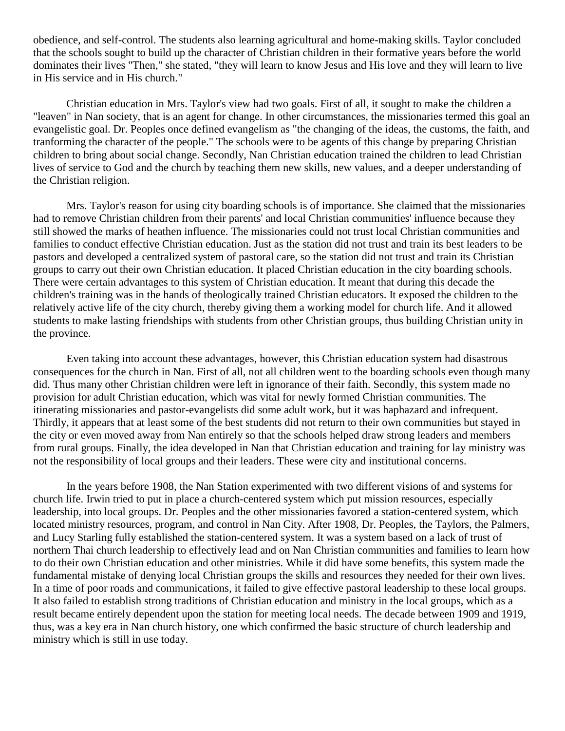obedience, and self-control. The students also learning agricultural and home-making skills. Taylor concluded that the schools sought to build up the character of Christian children in their formative years before the world dominates their lives "Then," she stated, "they will learn to know Jesus and His love and they will learn to live in His service and in His church."

Christian education in Mrs. Taylor's view had two goals. First of all, it sought to make the children a "leaven" in Nan society, that is an agent for change. In other circumstances, the missionaries termed this goal an evangelistic goal. Dr. Peoples once defined evangelism as "the changing of the ideas, the customs, the faith, and tranforming the character of the people." The schools were to be agents of this change by preparing Christian children to bring about social change. Secondly, Nan Christian education trained the children to lead Christian lives of service to God and the church by teaching them new skills, new values, and a deeper understanding of the Christian religion.

Mrs. Taylor's reason for using city boarding schools is of importance. She claimed that the missionaries had to remove Christian children from their parents' and local Christian communities' influence because they still showed the marks of heathen influence. The missionaries could not trust local Christian communities and families to conduct effective Christian education. Just as the station did not trust and train its best leaders to be pastors and developed a centralized system of pastoral care, so the station did not trust and train its Christian groups to carry out their own Christian education. It placed Christian education in the city boarding schools. There were certain advantages to this system of Christian education. It meant that during this decade the children's training was in the hands of theologically trained Christian educators. It exposed the children to the relatively active life of the city church, thereby giving them a working model for church life. And it allowed students to make lasting friendships with students from other Christian groups, thus building Christian unity in the province.

Even taking into account these advantages, however, this Christian education system had disastrous consequences for the church in Nan. First of all, not all children went to the boarding schools even though many did. Thus many other Christian children were left in ignorance of their faith. Secondly, this system made no provision for adult Christian education, which was vital for newly formed Christian communities. The itinerating missionaries and pastor-evangelists did some adult work, but it was haphazard and infrequent. Thirdly, it appears that at least some of the best students did not return to their own communities but stayed in the city or even moved away from Nan entirely so that the schools helped draw strong leaders and members from rural groups. Finally, the idea developed in Nan that Christian education and training for lay ministry was not the responsibility of local groups and their leaders. These were city and institutional concerns.

In the years before 1908, the Nan Station experimented with two different visions of and systems for church life. Irwin tried to put in place a church-centered system which put mission resources, especially leadership, into local groups. Dr. Peoples and the other missionaries favored a station-centered system, which located ministry resources, program, and control in Nan City. After 1908, Dr. Peoples, the Taylors, the Palmers, and Lucy Starling fully established the station-centered system. It was a system based on a lack of trust of northern Thai church leadership to effectively lead and on Nan Christian communities and families to learn how to do their own Christian education and other ministries. While it did have some benefits, this system made the fundamental mistake of denying local Christian groups the skills and resources they needed for their own lives. In a time of poor roads and communications, it failed to give effective pastoral leadership to these local groups. It also failed to establish strong traditions of Christian education and ministry in the local groups, which as a result became entirely dependent upon the station for meeting local needs. The decade between 1909 and 1919, thus, was a key era in Nan church history, one which confirmed the basic structure of church leadership and ministry which is still in use today.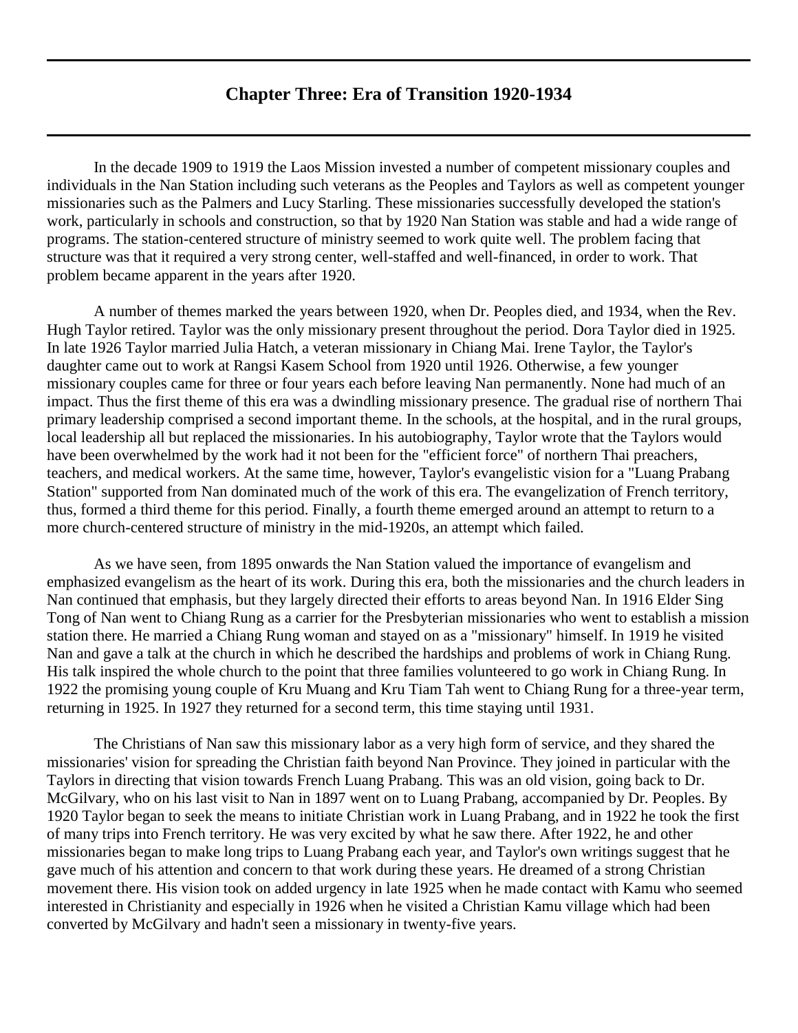## Chapter Three: Era of Transition 1920-1934

In the decade 1909 to 1919 the Laos Mission invested a number of competent missionary couples and individuals in the Nan Station including such veterans as the Peoples and Taylors as well as competent younger missionaries such as the Palmers and Lucy Starling. These missionaries successfully developed the station's work, particularly in schools and construction, so that by 1920 Nan Station was stable and had a wide range of programs. The station-centered structure of ministry seemed to work quite well. The problem facing that structure was that it required a very strong center, well-staffed and well-financed, in order to work. That problem became apparent in the years after 1920.

A number of themes marked the years between 1920, when Dr. Peoples died, and 1934, when the Rev. Hugh Taylor retired. Taylor was the only missionary present throughout the period. Dora Taylor died in 1925. In late 1926 Taylor married Julia Hatch, a veteran missionary in Chiang Mai. Irene Taylor, the Taylor's daughter came out to work at Rangsi Kasem School from 1920 until 1926. Otherwise, a few younger missionary couples came for three or four years each before leaving Nan permanently. None had much of an impact. Thus the first theme of this era was a dwindling missionary presence. The gradual rise of northern Thai primary leadership comprised a second important theme. In the schools, at the hospital, and in the rural groups, local leadership all but replaced the missionaries. In his autobiography, Taylor wrote that the Taylors would have been overwhelmed by the work had it not been for the "efficient force" of northern Thai preachers, teachers, and medical workers. At the same time, however, Taylor's evangelistic vision for a "Luang Prabang Station" supported from Nan dominated much of the work of this era. The evangelization of French territory, thus, formed a third theme for this period. Finally, a fourth theme emerged around an attempt to return to a more church-centered structure of ministry in the mid-1920s, an attempt which failed.

As we have seen, from 1895 onwards the Nan Station valued the importance of evangelism and emphasized evangelism as the heart of its work. During this era, both the missionaries and the church leaders in Nan continued that emphasis, but they largely directed their efforts to areas beyond Nan. In 1916 Elder Sing Tong of Nan went to Chiang Rung as a carrier for the Presbyterian missionaries who went to establish a mission station there. He married a Chiang Rung woman and stayed on as a "missionary" himself. In 1919 he visited Nan and gave a talk at the church in which he described the hardships and problems of work in Chiang Rung. His talk inspired the whole church to the point that three families volunteered to go work in Chiang Rung. In 1922 the promising young couple of Kru Muang and Kru Tiam Tah went to Chiang Rung for a three-year term, returning in 1925. In 1927 they returned for a second term, this time staying until 1931.

The Christians of Nan saw this missionary labor as a very high form of service, and they shared the missionaries' vision for spreading the Christian faith beyond Nan Province. They joined in particular with the Taylors in directing that vision towards French Luang Prabang. This was an old vision, going back to Dr. McGilvary, who on his last visit to Nan in 1897 went on to Luang Prabang, accompanied by Dr. Peoples. By 1920 Taylor began to seek the means to initiate Christian work in Luang Prabang, and in 1922 he took the first of many trips into French territory. He was very excited by what he saw there. After 1922, he and other missionaries began to make long trips to Luang Prabang each year, and Taylor's own writings suggest that he gave much of his attention and concern to that work during these years. He dreamed of a strong Christian movement there. His vision took on added urgency in late 1925 when he made contact with Kamu who seemed interested in Christianity and especially in 1926 when he visited a Christian Kamu village which had been converted by McGilvary and hadn't seen a missionary in twenty-five years.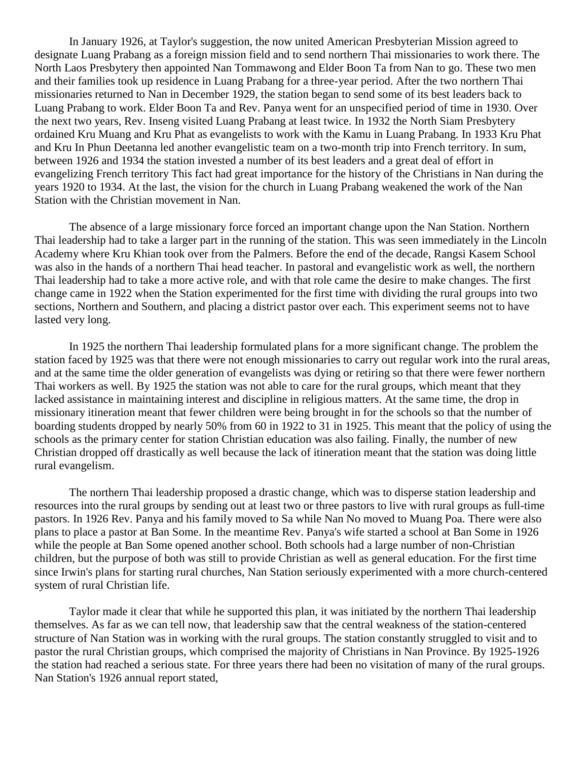In January 1926, at Taylor's suggestion, the now united American Presbyterian Mission agreed to designate Luang Prabang as a foreign mission field and to send northern Thai missionaries to work there. The North Laos Presbytery then appointed Nan Tommawong and Elder Boon Ta from Nan to go. These two men and their families took up residence in Luang Prabang for a three-year period. After the two northern Thai missionaries returned to Nan in December 1929, the station began to send some of its best leaders back to Luang Prabang to work. Elder Boon Ta and Rev. Panya went for an unspecified period of time in 1930. Over the next two years, Rev. Inseng visited Luang Prabang at least twice. In 1932 the North Siam Presbytery ordained Kru Muang and Kru Phat as evangelists to work with the Kamu in Luang Prabang. In 1933 Kru Phat and Kru In Phun Deetanna led another evangelistic team on a two-month trip into French territory. In sum, between 1926 and 1934 the station invested a number of its best leaders and a great deal of effort in evangelizing French territory This fact had great importance for the history of the Christians in Nan during the years 1920 to 1934. At the last, the vision for the church in Luang Prabang weakened the work of the Nan Station with the Christian movement in Nan.

The absence of a large missionary force forced an important change upon the Nan Station. Northern Thai leadership had to take a larger part in the running of the station. This was seen immediately in the Lincoln Academy where Kru Khian took over from the Palmers. Before the end of the decade, Rangsi Kasem School was also in the hands of a northern Thai head teacher. In pastoral and evangelistic work as well, the northern Thai leadership had to take a more active role, and with that role came the desire to make changes. The first change came in 1922 when the Station experimented for the first time with dividing the rural groups into two sections, Northern and Southern, and placing a district pastor over each. This experiment seems not to have lasted very long.

In 1925 the northern Thai leadership formulated plans for a more significant change. The problem the station faced by 1925 was that there were not enough missionaries to carry out regular work into the rural areas, and at the same time the older generation of evangelists was dying or retiring so that there were fewer northern Thai workers as well. By 1925 the station was not able to care for the rural groups, which meant that they lacked assistance in maintaining interest and discipline in religious matters. At the same time, the drop in missionary itineration meant that fewer children were being brought in for the schools so that the number of boarding students dropped by nearly 50% from 60 in 1922 to 31 in 1925. This meant that the policy of using the schools as the primary center for station Christian education was also failing. Finally, the number of new Christian dropped off drastically as well because the lack of itineration meant that the station was doing little rural evangelism.

The northern Thai leadership proposed a drastic change, which was to disperse station leadership and resources into the rural groups by sending out at least two or three pastors to live with rural groups as full-time pastors. In 1926 Rev. Panya and his family moved to Sa while Nan No moved to Muang Poa. There were also plans to place a pastor at Ban Some. In the meantime Rev. Panya's wife started a school at Ban Some in 1926 while the people at Ban Some opened another school. Both schools had a large number of non-Christian children, but the purpose of both was still to provide Christian as well as general education. For the first time since Irwin's plans for starting rural churches, Nan Station seriously experimented with a more church-centered system of rural Christian life.

Taylor made it clear that while he supported this plan, it was initiated by the northern Thai leadership themselves. As far as we can tell now, that leadership saw that the central weakness of the station-centered structure of Nan Station was in working with the rural groups. The station constantly struggled to visit and to pastor the rural Christian groups, which comprised the majority of Christians in Nan Province. By 1925-1926 the station had reached a serious state. For three years there had been no visitation of many of the rural groups. Nan Station's 1926 annual report stated,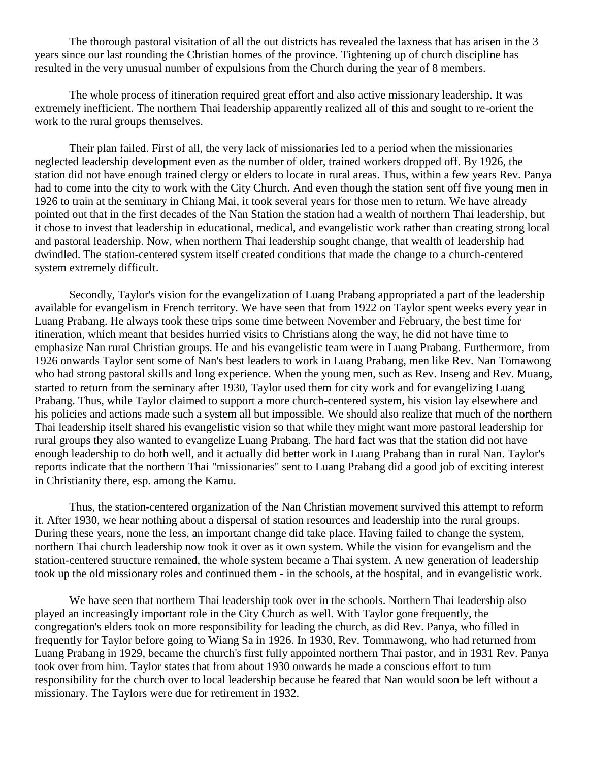The thorough pastoral visitation of all the out districts has revealed the laxness that has arisen in the 3 years since our last rounding the Christian homes of the province. Tightening up of church discipline has resulted in the very unusual number of expulsions from the Church during the year of 8 members.

The whole process of itineration required great effort and also active missionary leadership. It was extremely inefficient. The northern Thai leadership apparently realized all of this and sought to re-orient the work to the rural groups themselves.

Their plan failed. First of all, the very lack of missionaries led to a period when the missionaries neglected leadership development even as the number of older, trained workers dropped off. By 1926, the station did not have enough trained clergy or elders to locate in rural areas. Thus, within a few years Rev. Panya had to come into the city to work with the City Church. And even though the station sent off five young men in 1926 to train at the seminary in Chiang Mai, it took several years for those men to return. We have already pointed out that in the first decades of the Nan Station the station had a wealth of northern Thai leadership, but it chose to invest that leadership in educational, medical, and evangelistic work rather than creating strong local and pastoral leadership. Now, when northern Thai leadership sought change, that wealth of leadership had dwindled. The station-centered system itself created conditions that made the change to a church-centered system extremely difficult.

Secondly, Taylor's vision for the evangelization of Luang Prabang appropriated a part of the leadership available for evangelism in French territory. We have seen that from 1922 on Taylor spent weeks every year in Luang Prabang. He always took these trips some time between November and February, the best time for itineration, which meant that besides hurried visits to Christians along the way, he did not have time to emphasize Nan rural Christian groups. He and his evangelistic team were in Luang Prabang. Furthermore, from 1926 onwards Taylor sent some of Nan's best leaders to work in Luang Prabang, men like Rev. Nan Tomawong who had strong pastoral skills and long experience. When the young men, such as Rev. Inseng and Rev. Muang, started to return from the seminary after 1930, Taylor used them for city work and for evangelizing Luang Prabang. Thus, while Taylor claimed to support a more church-centered system, his vision lay elsewhere and his policies and actions made such a system all but impossible. We should also realize that much of the northern Thai leadership itself shared his evangelistic vision so that while they might want more pastoral leadership for rural groups they also wanted to evangelize Luang Prabang. The hard fact was that the station did not have enough leadership to do both well, and it actually did better work in Luang Prabang than in rural Nan. Taylor's reports indicate that the northern Thai "missionaries" sent to Luang Prabang did a good job of exciting interest in Christianity there, esp. among the Kamu.

Thus, the station-centered organization of the Nan Christian movement survived this attempt to reform it. After 1930, we hear nothing about a dispersal of station resources and leadership into the rural groups. During these years, none the less, an important change did take place. Having failed to change the system, northern Thai church leadership now took it over as it own system. While the vision for evangelism and the station-centered structure remained, the whole system became a Thai system. A new generation of leadership took up the old missionary roles and continued them - in the schools, at the hospital, and in evangelistic work.

We have seen that northern Thai leadership took over in the schools. Northern Thai leadership also played an increasingly important role in the City Church as well. With Taylor gone frequently, the congregation's elders took on more responsibility for leading the church, as did Rev. Panya, who filled in frequently for Taylor before going to Wiang Sa in 1926. In 1930, Rev. Tommawong, who had returned from Luang Prabang in 1929, became the church's first fully appointed northern Thai pastor, and in 1931 Rev. Panya took over from him. Taylor states that from about 1930 onwards he made a conscious effort to turn responsibility for the church over to local leadership because he feared that Nan would soon be left without a missionary. The Taylors were due for retirement in 1932.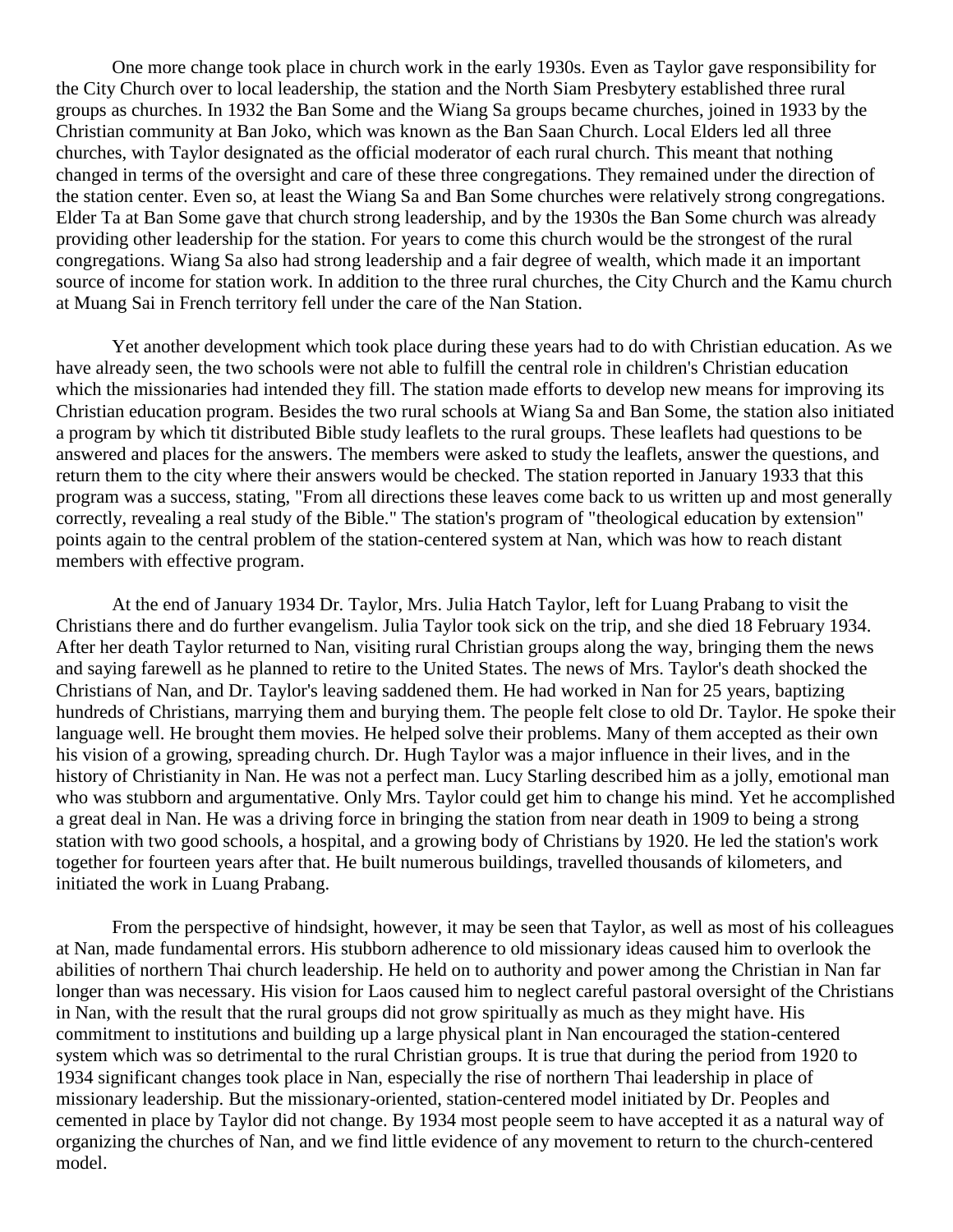One more change took place in church work in the early 1930s. Even as Taylor gave responsibility for the City Church over to local leadership, the station and the North Siam Presbytery established three rural groups as churches. In 1932 the Ban Some and the Wiang Sa groups became churches, joined in 1933 by the Christian community at Ban Joko, which was known as the Ban Saan Church. Local Elders led all three churches, with Taylor designated as the official moderator of each rural church. This meant that nothing changed in terms of the oversight and care of these three congregations. They remained under the direction of the station center. Even so, at least the Wiang Sa and Ban Some churches were relatively strong congregations. Elder Ta at Ban Some gave that church strong leadership, and by the 1930s the Ban Some church was already providing other leadership for the station. For years to come this church would be the strongest of the rural congregations. Wiang Sa also had strong leadership and a fair degree of wealth, which made it an important source of income for station work. In addition to the three rural churches, the City Church and the Kamu church at Muang Sai in French territory fell under the care of the Nan Station.

Yet another development which took place during these years had to do with Christian education. As we have already seen, the two schools were not able to fulfill the central role in children's Christian education which the missionaries had intended they fill. The station made efforts to develop new means for improving its Christian education program. Besides the two rural schools at Wiang Sa and Ban Some, the station also initiated a program by which tit distributed Bible study leaflets to the rural groups. These leaflets had questions to be answered and places for the answers. The members were asked to study the leaflets, answer the questions, and return them to the city where their answers would be checked. The station reported in January 1933 that this program was a success, stating, "From all directions these leaves come back to us written up and most generally correctly, revealing a real study of the Bible." The station's program of "theological education by extension" points again to the central problem of the station-centered system at Nan, which was how to reach distant members with effective program.

At the end of January 1934 Dr. Taylor, Mrs. Julia Hatch Taylor, left for Luang Prabang to visit the Christians there and do further evangelism. Julia Taylor took sick on the trip, and she died 18 February 1934. After her death Taylor returned to Nan, visiting rural Christian groups along the way, bringing them the news and saying farewell as he planned to retire to the United States. The news of Mrs. Taylor's death shocked the Christians of Nan, and Dr. Taylor's leaving saddened them. He had worked in Nan for 25 years, baptizing hundreds of Christians, marrying them and burying them. The people felt close to old Dr. Taylor. He spoke their language well. He brought them movies. He helped solve their problems. Many of them accepted as their own his vision of a growing, spreading church. Dr. Hugh Taylor was a major influence in their lives, and in the history of Christianity in Nan. He was not a perfect man. Lucy Starling described him as a jolly, emotional man who was stubborn and argumentative. Only Mrs. Taylor could get him to change his mind. Yet he accomplished a great deal in Nan. He was a driving force in bringing the station from near death in 1909 to being a strong station with two good schools, a hospital, and a growing body of Christians by 1920. He led the station's work together for fourteen years after that. He built numerous buildings, travelled thousands of kilometers, and initiated the work in Luang Prabang.

From the perspective of hindsight, however, it may be seen that Taylor, as well as most of his colleagues at Nan, made fundamental errors. His stubborn adherence to old missionary ideas caused him to overlook the abilities of northern Thai church leadership. He held on to authority and power among the Christian in Nan far longer than was necessary. His vision for Laos caused him to neglect careful pastoral oversight of the Christians in Nan, with the result that the rural groups did not grow spiritually as much as they might have. His commitment to institutions and building up a large physical plant in Nan encouraged the station-centered system which was so detrimental to the rural Christian groups. It is true that during the period from 1920 to 1934 significant changes took place in Nan, especially the rise of northern Thai leadership in place of missionary leadership. But the missionary-oriented, station-centered model initiated by Dr. Peoples and cemented in place by Taylor did not change. By 1934 most people seem to have accepted it as a natural way of organizing the churches of Nan, and we find little evidence of any movement to return to the church-centered model.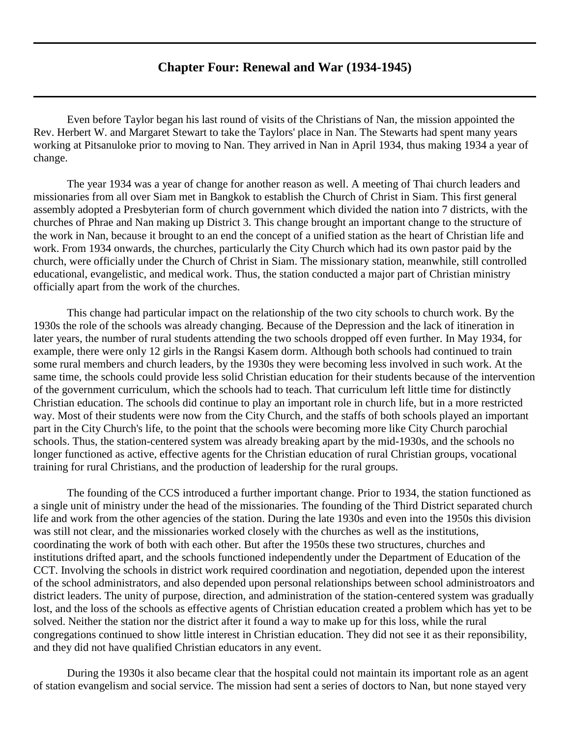## Chapter Four: Renewal and War (1934-1945)

Even before Taylor began his last round of visits of the Christians of Nan, the mission appointed the Rev. Herbert W. and Margaret Stewart to take the Taylors' place in Nan. The Stewarts had spent many years working at Pitsanuloke prior to moving to Nan. They arrived in Nan in April 1934, thus making 1934 a year of change.

The year 1934 was a year of change for another reason as well. A meeting of Thai church leaders and missionaries from all over Siam met in Bangkok to establish the Church of Christ in Siam. This first general assembly adopted a Presbyterian form of church government which divided the nation into 7 districts, with the churches of Phrae and Nan making up District 3. This change brought an important change to the structure of the work in Nan, because it brought to an end the concept of a unified station as the heart of Christian life and work. From 1934 onwards, the churches, particularly the City Church which had its own pastor paid by the church, were officially under the Church of Christ in Siam. The missionary station, meanwhile, still controlled educational, evangelistic, and medical work. Thus, the station conducted a major part of Christian ministry officially apart from the work of the churches.

This change had particular impact on the relationship of the two city schools to church work. By the 1930s the role of the schools was already changing. Because of the Depression and the lack of itineration in later years, the number of rural students attending the two schools dropped off even further. In May 1934, for example, there were only 12 girls in the Rangsi Kasem dorm. Although both schools had continued to train some rural members and church leaders, by the 1930s they were becoming less involved in such work. At the same time, the schools could provide less solid Christian education for their students because of the intervention of the government curriculum, which the schools had to teach. That curriculum left little time for distinctly Christian education. The schools did continue to play an important role in church life, but in a more restricted way. Most of their students were now from the City Church, and the staffs of both schools played an important part in the City Church's life, to the point that the schools were becoming more like City Church parochial schools. Thus, the station-centered system was already breaking apart by the mid-1930s, and the schools no longer functioned as active, effective agents for the Christian education of rural Christian groups, vocational training for rural Christians, and the production of leadership for the rural groups.

The founding of the CCS introduced a further important change. Prior to 1934, the station functioned as a single unit of ministry under the head of the missionaries. The founding of the Third District separated church life and work from the other agencies of the station. During the late 1930s and even into the 1950s this division was still not clear, and the missionaries worked closely with the churches as well as the institutions, coordinating the work of both with each other. But after the 1950s these two structures, churches and institutions drifted apart, and the schools functioned independently under the Department of Education of the CCT. Involving the schools in district work required coordination and negotiation, depended upon the interest of the school administrators, and also depended upon personal relationships between school administroators and district leaders. The unity of purpose, direction, and administration of the station-centered system was gradually lost, and the loss of the schools as effective agents of Christian education created a problem which has yet to be solved. Neither the station nor the district after it found a way to make up for this loss, while the rural congregations continued to show little interest in Christian education. They did not see it as their reponsibility, and they did not have qualified Christian educators in any event.

During the 1930s it also became clear that the hospital could not maintain its important role as an agent of station evangelism and social service. The mission had sent a series of doctors to Nan, but none stayed very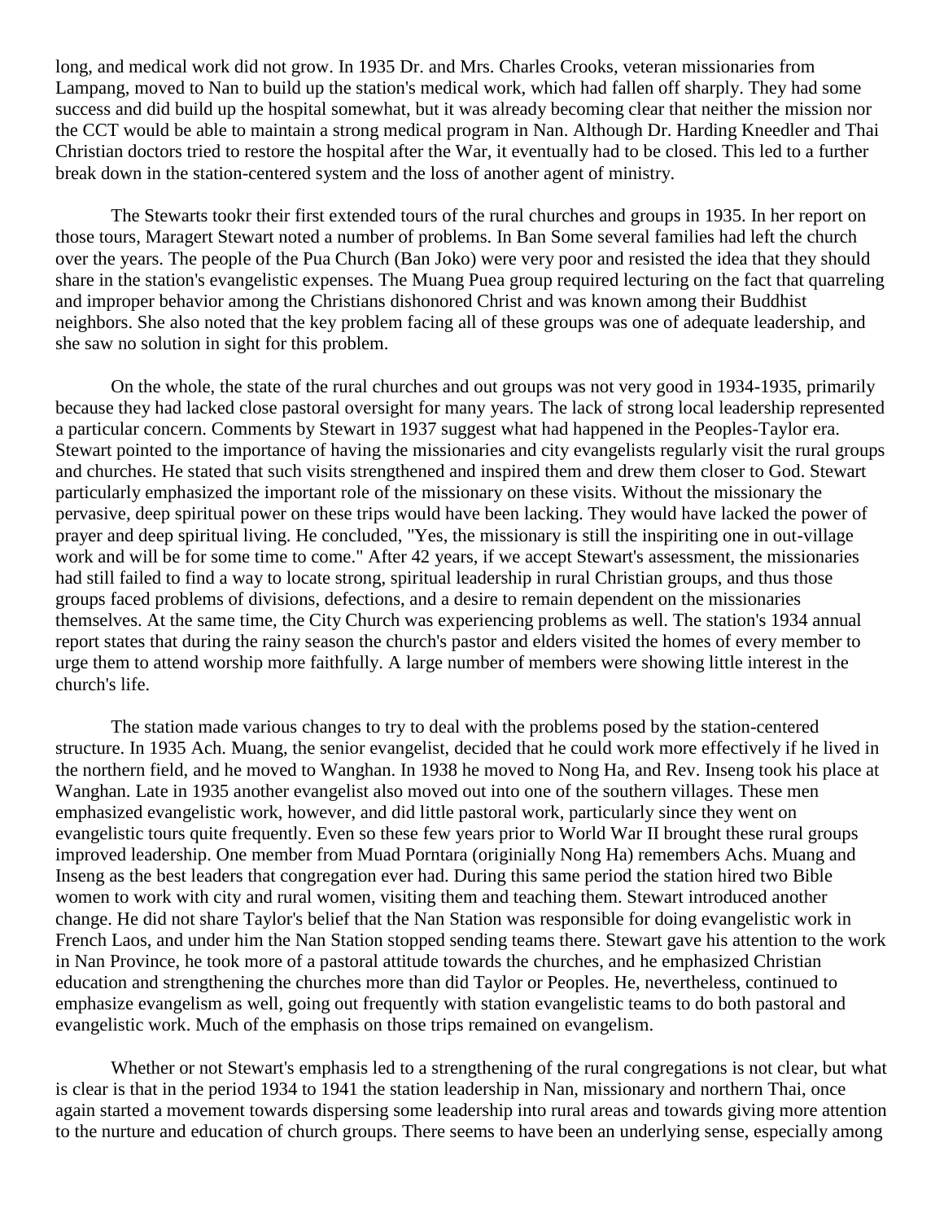long, and medical work did not grow. In 1935 Dr. and Mrs. Charles Crooks, veteran missionaries from Lampang, moved to Nan to build up the station's medical work, which had fallen off sharply. They had some success and did build up the hospital somewhat, but it was already becoming clear that neither the mission nor the CCT would be able to maintain a strong medical program in Nan. Although Dr. Harding Kneedler and Thai Christian doctors tried to restore the hospital after the War, it eventually had to be closed. This led to a further break down in the station-centered system and the loss of another agent of ministry.

The Stewarts tookr their first extended tours of the rural churches and groups in 1935. In her report on those tours, Maragert Stewart noted a number of problems. In Ban Some several families had left the church over the years. The people of the Pua Church (Ban Joko) were very poor and resisted the idea that they should share in the station's evangelistic expenses. The Muang Puea group required lecturing on the fact that quarreling and improper behavior among the Christians dishonored Christ and was known among their Buddhist neighbors. She also noted that the key problem facing all of these groups was one of adequate leadership, and she saw no solution in sight for this problem.

On the whole, the state of the rural churches and out groups was not very good in 1934-1935, primarily because they had lacked close pastoral oversight for many years. The lack of strong local leadership represented a particular concern. Comments by Stewart in 1937 suggest what had happened in the Peoples-Taylor era. Stewart pointed to the importance of having the missionaries and city evangelists regularly visit the rural groups and churches. He stated that such visits strengthened and inspired them and drew them closer to God. Stewart particularly emphasized the important role of the missionary on these visits. Without the missionary the pervasive, deep spiritual power on these trips would have been lacking. They would have lacked the power of prayer and deep spiritual living. He concluded, "Yes, the missionary is still the inspiriting one in out-village work and will be for some time to come." After 42 years, if we accept Stewart's assessment, the missionaries had still failed to find a way to locate strong, spiritual leadership in rural Christian groups, and thus those groups faced problems of divisions, defections, and a desire to remain dependent on the missionaries themselves. At the same time, the City Church was experiencing problems as well. The station's 1934 annual report states that during the rainy season the church's pastor and elders visited the homes of every member to urge them to attend worship more faithfully. A large number of members were showing little interest in the church's life.

The station made various changes to try to deal with the problems posed by the station-centered structure. In 1935 Ach. Muang, the senior evangelist, decided that he could work more effectively if he lived in the northern field, and he moved to Wanghan. In 1938 he moved to Nong Ha, and Rev. Inseng took his place at Wanghan. Late in 1935 another evangelist also moved out into one of the southern villages. These men emphasized evangelistic work, however, and did little pastoral work, particularly since they went on evangelistic tours quite frequently. Even so these few years prior to World War II brought these rural groups improved leadership. One member from Muad Porntara (originially Nong Ha) remembers Achs. Muang and Inseng as the best leaders that congregation ever had. During this same period the station hired two Bible women to work with city and rural women, visiting them and teaching them. Stewart introduced another change. He did not share Taylor's belief that the Nan Station was responsible for doing evangelistic work in French Laos, and under him the Nan Station stopped sending teams there. Stewart gave his attention to the work in Nan Province, he took more of a pastoral attitude towards the churches, and he emphasized Christian education and strengthening the churches more than did Taylor or Peoples. He, nevertheless, continued to emphasize evangelism as well, going out frequently with station evangelistic teams to do both pastoral and evangelistic work. Much of the emphasis on those trips remained on evangelism.

Whether or not Stewart's emphasis led to a strengthening of the rural congregations is not clear, but what is clear is that in the period 1934 to 1941 the station leadership in Nan, missionary and northern Thai, once again started a movement towards dispersing some leadership into rural areas and towards giving more attention to the nurture and education of church groups. There seems to have been an underlying sense, especially among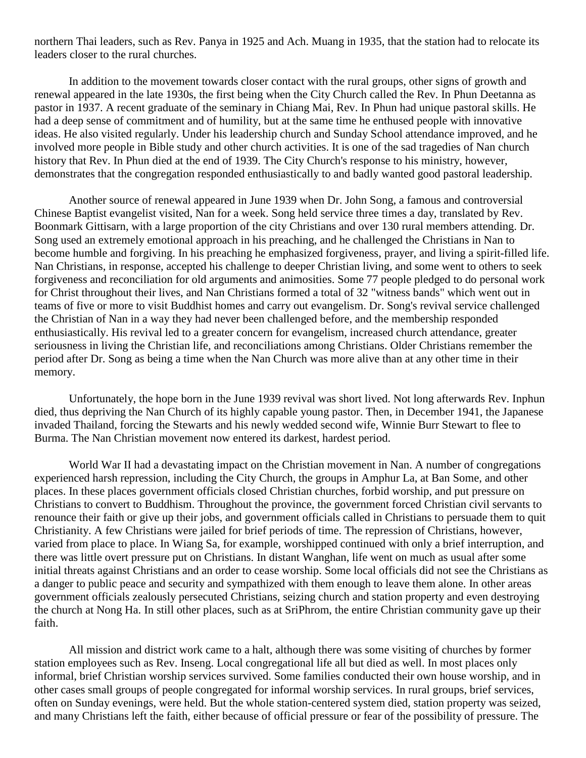northern Thai leaders, such as Rev. Panya in 1925 and Ach. Muang in 1935, that the station had to relocate its leaders closer to the rural churches.

In addition to the movement towards closer contact with the rural groups, other signs of growth and renewal appeared in the late 1930s, the first being when the City Church called the Rev. In Phun Deetanna as pastor in 1937. A recent graduate of the seminary in Chiang Mai, Rev. In Phun had unique pastoral skills. He had a deep sense of commitment and of humility, but at the same time he enthused people with innovative ideas. He also visited regularly. Under his leadership church and Sunday School attendance improved, and he involved more people in Bible study and other church activities. It is one of the sad tragedies of Nan church history that Rev. In Phun died at the end of 1939. The City Church's response to his ministry, however, demonstrates that the congregation responded enthusiastically to and badly wanted good pastoral leadership.

Another source of renewal appeared in June 1939 when Dr. John Song, a famous and controversial Chinese Baptist evangelist visited, Nan for a week. Song held service three times a day, translated by Rev. Boonmark Gittisarn, with a large proportion of the city Christians and over 130 rural members attending. Dr. Song used an extremely emotional approach in his preaching, and he challenged the Christians in Nan to become humble and forgiving. In his preaching he emphasized forgiveness, prayer, and living a spirit-filled life. Nan Christians, in response, accepted his challenge to deeper Christian living, and some went to others to seek forgiveness and reconciliation for old arguments and animosities. Some 77 people pledged to do personal work for Christ throughout their lives, and Nan Christians formed a total of 32 "witness bands" which went out in teams of five or more to visit Buddhist homes and carry out evangelism. Dr. Song's revival service challenged the Christian of Nan in a way they had never been challenged before, and the membership responded enthusiastically. His revival led to a greater concern for evangelism, increased church attendance, greater seriousness in living the Christian life, and reconciliations among Christians. Older Christians remember the period after Dr. Song as being a time when the Nan Church was more alive than at any other time in their memory.

Unfortunately, the hope born in the June 1939 revival was short lived. Not long afterwards Rev. Inphun died, thus depriving the Nan Church of its highly capable young pastor. Then, in December 1941, the Japanese invaded Thailand, forcing the Stewarts and his newly wedded second wife, Winnie Burr Stewart to flee to Burma. The Nan Christian movement now entered its darkest, hardest period.

World War II had a devastating impact on the Christian movement in Nan. A number of congregations experienced harsh repression, including the City Church, the groups in Amphur La, at Ban Some, and other places. In these places government officials closed Christian churches, forbid worship, and put pressure on Christians to convert to Buddhism. Throughout the province, the government forced Christian civil servants to renounce their faith or give up their jobs, and government officials called in Christians to persuade them to quit Christianity. A few Christians were jailed for brief periods of time. The repression of Christians, however, varied from place to place. In Wiang Sa, for example, worshipped continued with only a brief interruption, and there was little overt pressure put on Christians. In distant Wanghan, life went on much as usual after some initial threats against Christians and an order to cease worship. Some local officials did not see the Christians as a danger to public peace and security and sympathized with them enough to leave them alone. In other areas government officials zealously persecuted Christians, seizing church and station property and even destroying the church at Nong Ha. In still other places, such as at SriPhrom, the entire Christian community gave up their faith.

All mission and district work came to a halt, although there was some visiting of churches by former station employees such as Rev. Inseng. Local congregational life all but died as well. In most places only informal, brief Christian worship services survived. Some families conducted their own house worship, and in other cases small groups of people congregated for informal worship services. In rural groups, brief services, often on Sunday evenings, were held. But the whole station-centered system died, station property was seized, and many Christians left the faith, either because of official pressure or fear of the possibility of pressure. The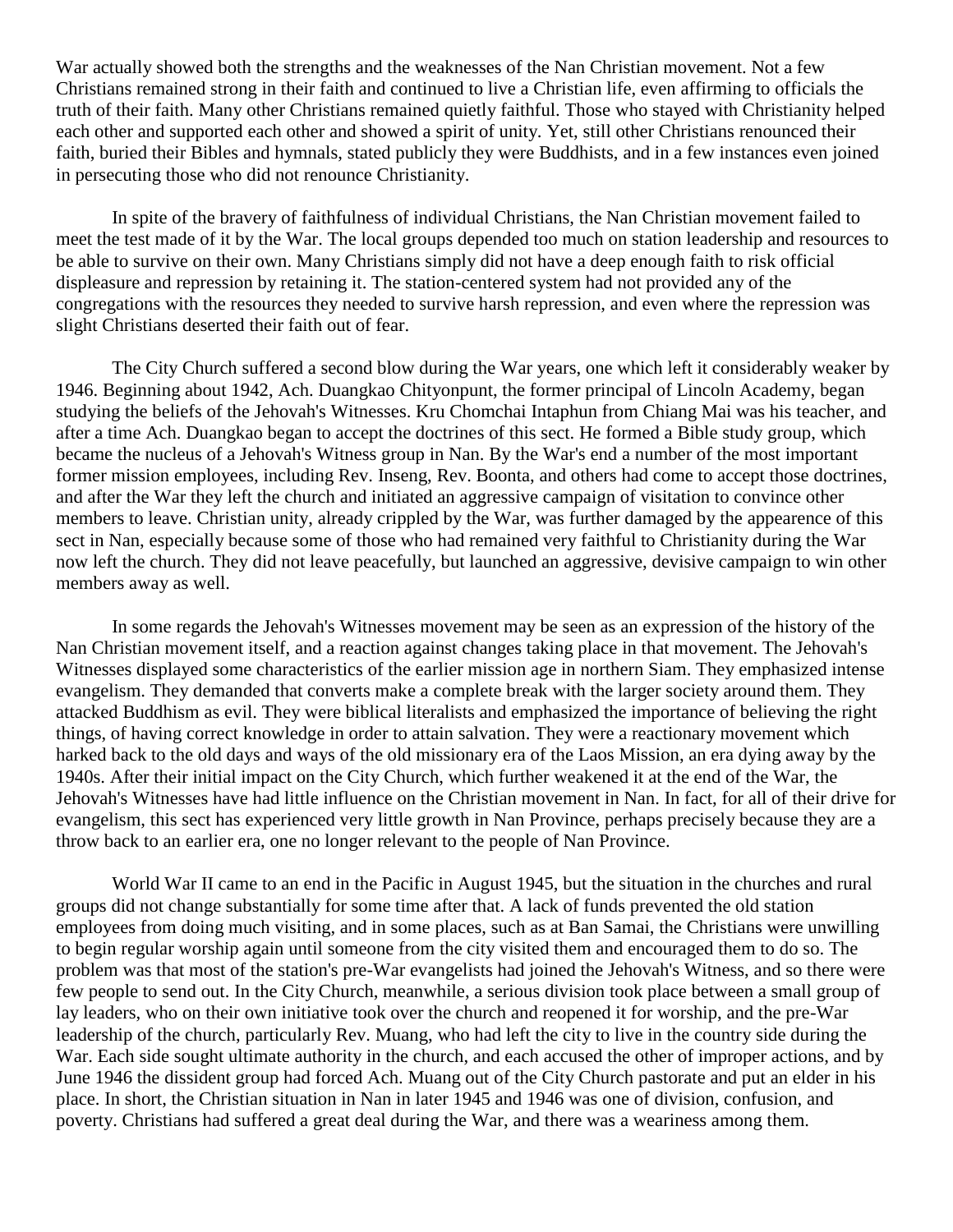War actually showed both the strengths and the weaknesses of the Nan Christian movement. Not a few Christians remained strong in their faith and continued to live a Christian life, even affirming to officials the truth of their faith. Many other Christians remained quietly faithful. Those who stayed with Christianity helped each other and supported each other and showed a spirit of unity. Yet, still other Christians renounced their faith, buried their Bibles and hymnals, stated publicly they were Buddhists, and in a few instances even joined in persecuting those who did not renounce Christianity.

In spite of the bravery of faithfulness of individual Christians, the Nan Christian movement failed to meet the test made of it by the War. The local groups depended too much on station leadership and resources to be able to survive on their own. Many Christians simply did not have a deep enough faith to risk official displeasure and repression by retaining it. The station-centered system had not provided any of the congregations with the resources they needed to survive harsh repression, and even where the repression was slight Christians deserted their faith out of fear.

The City Church suffered a second blow during the War years, one which left it considerably weaker by 1946. Beginning about 1942, Ach. Duangkao Chityonpunt, the former principal of Lincoln Academy, began studying the beliefs of the Jehovah's Witnesses. Kru Chomchai Intaphun from Chiang Mai was his teacher, and after a time Ach. Duangkao began to accept the doctrines of this sect. He formed a Bible study group, which became the nucleus of a Jehovah's Witness group in Nan. By the War's end a number of the most important former mission employees, including Rev. Inseng, Rev. Boonta, and others had come to accept those doctrines, and after the War they left the church and initiated an aggressive campaign of visitation to convince other members to leave. Christian unity, already crippled by the War, was further damaged by the appearence of this sect in Nan, especially because some of those who had remained very faithful to Christianity during the War now left the church. They did not leave peacefully, but launched an aggressive, devisive campaign to win other members away as well.

In some regards the Jehovah's Witnesses movement may be seen as an expression of the history of the Nan Christian movement itself, and a reaction against changes taking place in that movement. The Jehovah's Witnesses displayed some characteristics of the earlier mission age in northern Siam. They emphasized intense evangelism. They demanded that converts make a complete break with the larger society around them. They attacked Buddhism as evil. They were biblical literalists and emphasized the importance of believing the right things, of having correct knowledge in order to attain salvation. They were a reactionary movement which harked back to the old days and ways of the old missionary era of the Laos Mission, an era dying away by the 1940s. After their initial impact on the City Church, which further weakened it at the end of the War, the Jehovah's Witnesses have had little influence on the Christian movement in Nan. In fact, for all of their drive for evangelism, this sect has experienced very little growth in Nan Province, perhaps precisely because they are a throw back to an earlier era, one no longer relevant to the people of Nan Province.

World War II came to an end in the Pacific in August 1945, but the situation in the churches and rural groups did not change substantially for some time after that. A lack of funds prevented the old station employees from doing much visiting, and in some places, such as at Ban Samai, the Christians were unwilling to begin regular worship again until someone from the city visited them and encouraged them to do so. The problem was that most of the station's pre-War evangelists had joined the Jehovah's Witness, and so there were few people to send out. In the City Church, meanwhile, a serious division took place between a small group of lay leaders, who on their own initiative took over the church and reopened it for worship, and the pre-War leadership of the church, particularly Rev. Muang, who had left the city to live in the country side during the War. Each side sought ultimate authority in the church, and each accused the other of improper actions, and by June 1946 the dissident group had forced Ach. Muang out of the City Church pastorate and put an elder in his place. In short, the Christian situation in Nan in later 1945 and 1946 was one of division, confusion, and poverty. Christians had suffered a great deal during the War, and there was a weariness among them.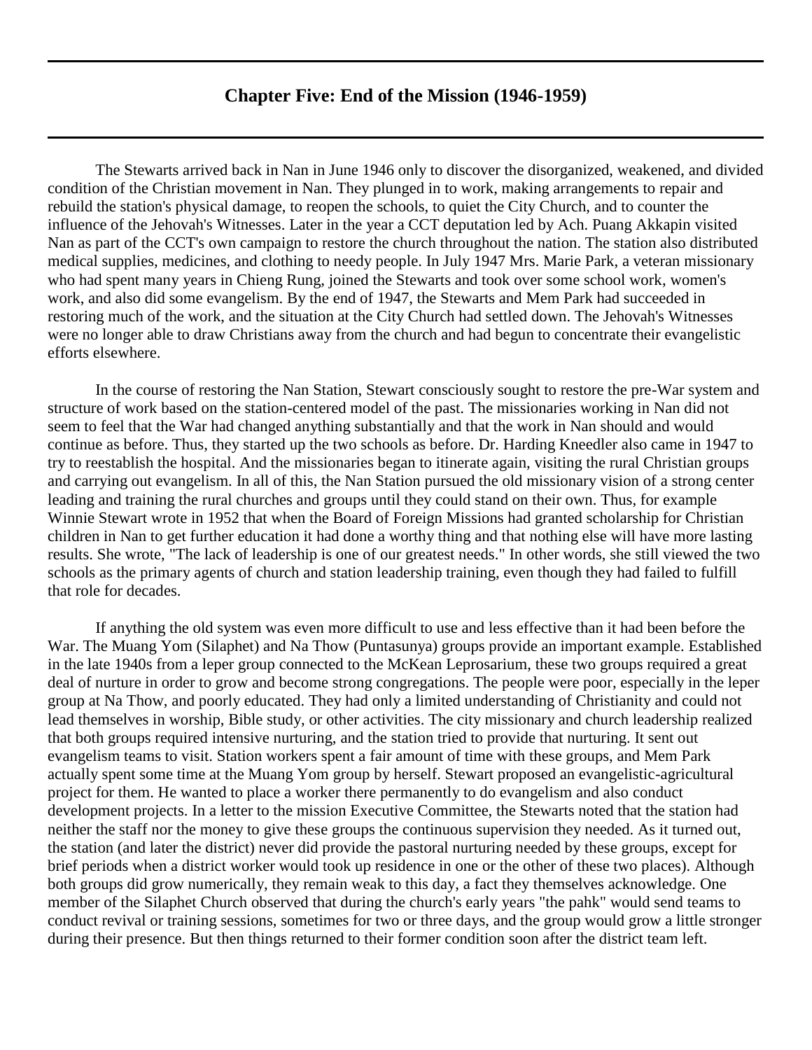# Chapter Five: End of the Mission (1946-1959)

The Stewarts arrived back in Nan in June 1946 only to discover the disorganized, weakened, and divided condition of the Christian movement in Nan. They plunged in to work, making arrangements to repair and rebuild the station's physical damage, to reopen the schools, to quiet the City Church, and to counter the influence of the Jehovah's Witnesses. Later in the year a CCT deputation led by Ach. Puang Akkapin visited Nan as part of the CCT's own campaign to restore the church throughout the nation. The station also distributed medical supplies, medicines, and clothing to needy people. In July 1947 Mrs. Marie Park, a veteran missionary who had spent many years in Chieng Rung, joined the Stewarts and took over some school work, women's work, and also did some evangelism. By the end of 1947, the Stewarts and Mem Park had succeeded in restoring much of the work, and the situation at the City Church had settled down. The Jehovah's Witnesses were no longer able to draw Christians away from the church and had begun to concentrate their evangelistic efforts elsewhere.

In the course of restoring the Nan Station, Stewart consciously sought to restore the pre-War system and structure of work based on the station-centered model of the past. The missionaries working in Nan did not seem to feel that the War had changed anything substantially and that the work in Nan should and would continue as before. Thus, they started up the two schools as before. Dr. Harding Kneedler also came in 1947 to try to reestablish the hospital. And the missionaries began to itinerate again, visiting the rural Christian groups and carrying out evangelism. In all of this, the Nan Station pursued the old missionary vision of a strong center leading and training the rural churches and groups until they could stand on their own. Thus, for example Winnie Stewart wrote in 1952 that when the Board of Foreign Missions had granted scholarship for Christian children in Nan to get further education it had done a worthy thing and that nothing else will have more lasting results. She wrote, "The lack of leadership is one of our greatest needs." In other words, she still viewed the two schools as the primary agents of church and station leadership training, even though they had failed to fulfill that role for decades.

If anything the old system was even more difficult to use and less effective than it had been before the War. The Muang Yom (Silaphet) and Na Thow (Puntasunya) groups provide an important example. Established in the late 1940s from a leper group connected to the McKean Leprosarium, these two groups required a great deal of nurture in order to grow and become strong congregations. The people were poor, especially in the leper group at Na Thow, and poorly educated. They had only a limited understanding of Christianity and could not lead themselves in worship, Bible study, or other activities. The city missionary and church leadership realized that both groups required intensive nurturing, and the station tried to provide that nurturing. It sent out evangelism teams to visit. Station workers spent a fair amount of time with these groups, and Mem Park actually spent some time at the Muang Yom group by herself. Stewart proposed an evangelistic-agricultural project for them. He wanted to place a worker there permanently to do evangelism and also conduct development projects. In a letter to the mission Executive Committee, the Stewarts noted that the station had neither the staff nor the money to give these groups the continuous supervision they needed. As it turned out, the station (and later the district) never did provide the pastoral nurturing needed by these groups, except for brief periods when a district worker would took up residence in one or the other of these two places). Although both groups did grow numerically, they remain weak to this day, a fact they themselves acknowledge. One member of the Silaphet Church observed that during the church's early years "the pahk" would send teams to conduct revival or training sessions, sometimes for two or three days, and the group would grow a little stronger during their presence. But then things returned to their former condition soon after the district team left.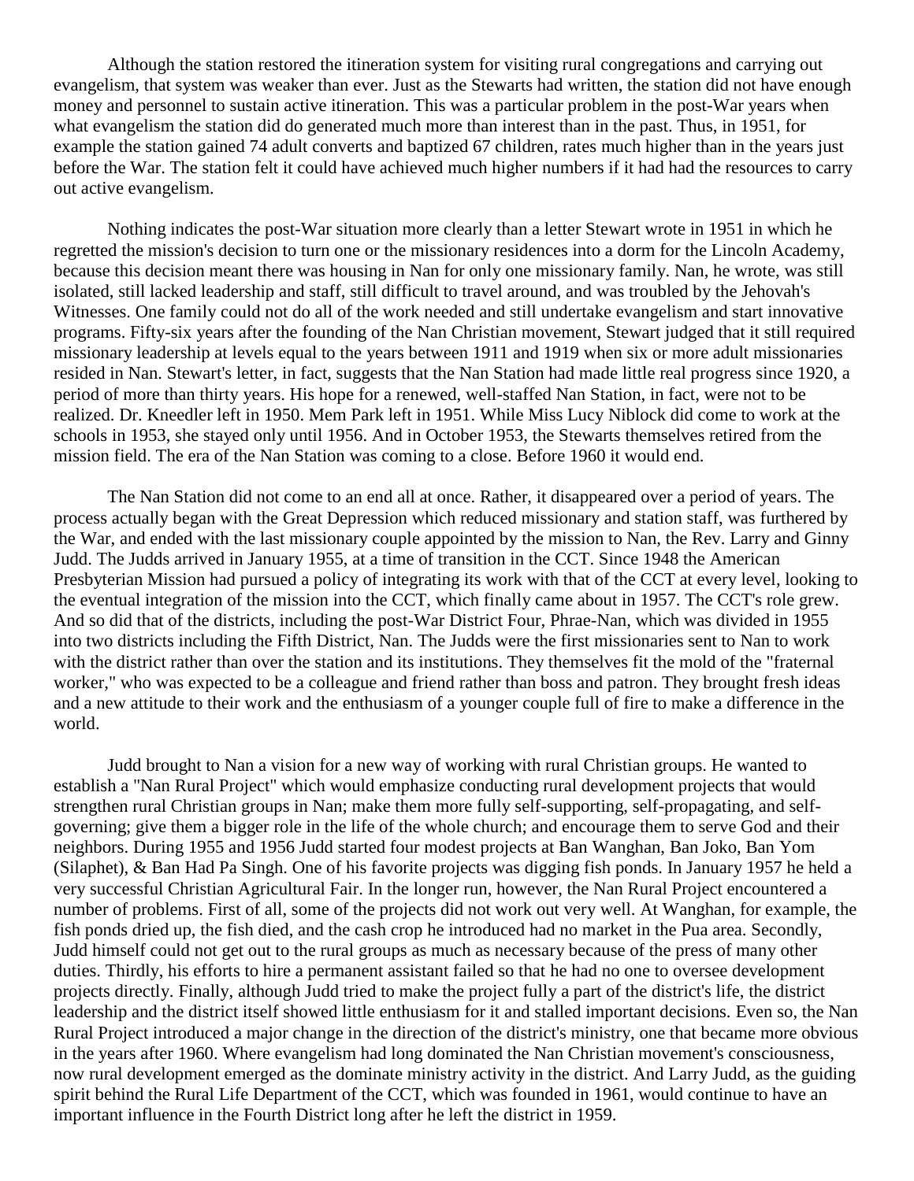Although the station restored the itineration system for visiting rural congregations and carrying out evangelism, that system was weaker than ever. Just as the Stewarts had written, the station did not have enough money and personnel to sustain active itineration. This was a particular problem in the post-War years when what evangelism the station did do generated much more than interest than in the past. Thus, in 1951, for example the station gained 74 adult converts and baptized 67 children, rates much higher than in the years just before the War. The station felt it could have achieved much higher numbers if it had had the resources to carry out active evangelism.

Nothing indicates the post-War situation more clearly than a letter Stewart wrote in 1951 in which he regretted the mission's decision to turn one or the missionary residences into a dorm for the Lincoln Academy, because this decision meant there was housing in Nan for only one missionary family. Nan, he wrote, was still isolated, still lacked leadership and staff, still difficult to travel around, and was troubled by the Jehovah's Witnesses. One family could not do all of the work needed and still undertake evangelism and start innovative programs. Fifty-six years after the founding of the Nan Christian movement, Stewart judged that it still required missionary leadership at levels equal to the years between 1911 and 1919 when six or more adult missionaries resided in Nan. Stewart's letter, in fact, suggests that the Nan Station had made little real progress since 1920, a period of more than thirty years. His hope for a renewed, well-staffed Nan Station, in fact, were not to be realized. Dr. Kneedler left in 1950. Mem Park left in 1951. While Miss Lucy Niblock did come to work at the schools in 1953, she stayed only until 1956. And in October 1953, the Stewarts themselves retired from the mission field. The era of the Nan Station was coming to a close. Before 1960 it would end.

The Nan Station did not come to an end all at once. Rather, it disappeared over a period of years. The process actually began with the Great Depression which reduced missionary and station staff, was furthered by the War, and ended with the last missionary couple appointed by the mission to Nan, the Rev. Larry and Ginny Judd. The Judds arrived in January 1955, at a time of transition in the CCT. Since 1948 the American Presbyterian Mission had pursued a policy of integrating its work with that of the CCT at every level, looking to the eventual integration of the mission into the CCT, which finally came about in 1957. The CCT's role grew. And so did that of the districts, including the post-War District Four, Phrae-Nan, which was divided in 1955 into two districts including the Fifth District, Nan. The Judds were the first missionaries sent to Nan to work with the district rather than over the station and its institutions. They themselves fit the mold of the "fraternal worker," who was expected to be a colleague and friend rather than boss and patron. They brought fresh ideas and a new attitude to their work and the enthusiasm of a younger couple full of fire to make a difference in the world.

Judd brought to Nan a vision for a new way of working with rural Christian groups. He wanted to establish a "Nan Rural Project" which would emphasize conducting rural development projects that would strengthen rural Christian groups in Nan; make them more fully self-supporting, self-propagating, and self-governing; give them a bigger role in the life of the whole church; and encourage them to serve God and their neighbors. During 1955 and 1956 Judd started four modest projects at Ban Wanghan, Ban Joko, Ban Yom (Silaphet), & Ban Had Pa Singh. One of his favorite projects was digging fish ponds. In January 1957 he held a very successful Christian Agricultural Fair. In the longer run, however, the Nan Rural Project encountered a number of problems. First of all, some of the projects did not work out very well. At Wanghan, for example, the fish ponds dried up, the fish died, and the cash crop he introduced had no market in the Pua area. Secondly, Judd himself could not get out to the rural groups as much as necessary because of the press of many other duties. Thirdly, his efforts to hire a permanent assistant failed so that he had no one to oversee development projects directly. Finally, although Judd tried to make the project fully a part of the district's life, the district leadership and the district itself showed little enthusiasm for it and stalled important decisions. Even so, the Nan Rural Project introduced a major change in the direction of the district's ministry, one that became more obvious in the years after 1960. Where evangelism had long dominated the Nan Christian movement's consciousness, now rural development emerged as the dominate ministry activity in the district. And Larry Judd, as the guiding spirit behind the Rural Life Department of the CCT, which was founded in 1961, would continue to have an important influence in the Fourth District long after he left the district in 1959.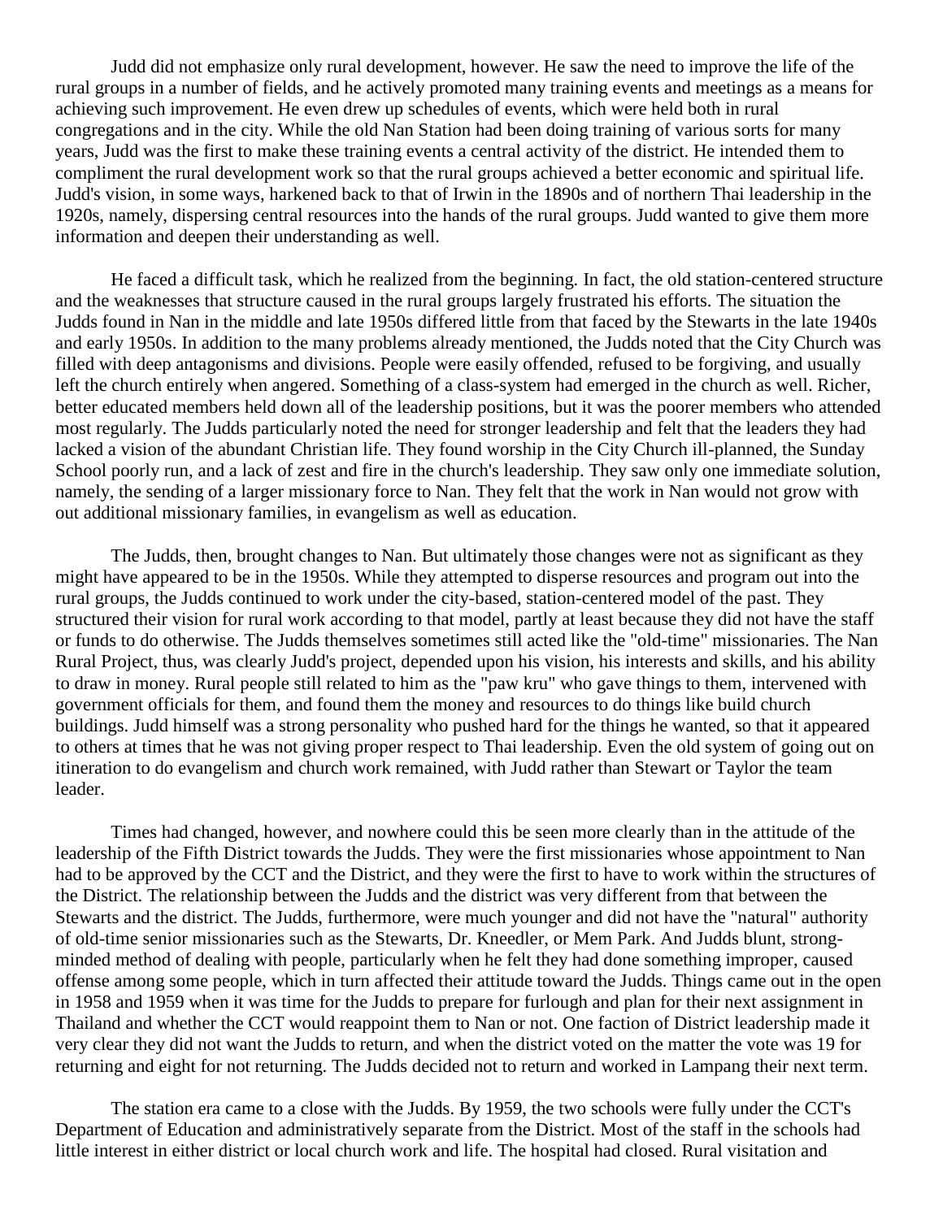Judd did not emphasize only rural development, however. He saw the need to improve the life of the rural groups in a number of fields, and he actively promoted many training events and meetings as a means for achieving such improvement. He even drew up schedules of events, which were held both in rural congregations and in the city. While the old Nan Station had been doing training of various sorts for many years, Judd was the first to make these training events a central activity of the district. He intended them to compliment the rural development work so that the rural groups achieved a better economic and spiritual life. Judd's vision, in some ways, harkened back to that of Irwin in the 1890s and of northern Thai leadership in the 1920s, namely, dispersing central resources into the hands of the rural groups. Judd wanted to give them more information and deepen their understanding as well.

He faced a difficult task, which he realized from the beginning. In fact, the old station-centered structure and the weaknesses that structure caused in the rural groups largely frustrated his efforts. The situation the Judds found in Nan in the middle and late 1950s differed little from that faced by the Stewarts in the late 1940s and early 1950s. In addition to the many problems already mentioned, the Judds noted that the City Church was filled with deep antagonisms and divisions. People were easily offended, refused to be forgiving, and usually left the church entirely when angered. Something of a class-system had emerged in the church as well. Richer, better educated members held down all of the leadership positions, but it was the poorer members who attended most regularly. The Judds particularly noted the need for stronger leadership and felt that the leaders they had lacked a vision of the abundant Christian life. They found worship in the City Church ill-planned, the Sunday School poorly run, and a lack of zest and fire in the church's leadership. They saw only one immediate solution, namely, the sending of a larger missionary force to Nan. They felt that the work in Nan would not grow with out additional missionary families, in evangelism as well as education.

The Judds, then, brought changes to Nan. But ultimately those changes were not as significant as they might have appeared to be in the 1950s. While they attempted to disperse resources and program out into the rural groups, the Judds continued to work under the city-based, station-centered model of the past. They structured their vision for rural work according to that model, partly at least because they did not have the staff or funds to do otherwise. The Judds themselves sometimes still acted like the "old-time" missionaries. The Nan Rural Project, thus, was clearly Judd's project, depended upon his vision, his interests and skills, and his ability to draw in money. Rural people still related to him as the "paw kru" who gave things to them, intervened with government officials for them, and found them the money and resources to do things like build church buildings. Judd himself was a strong personality who pushed hard for the things he wanted, so that it appeared to others at times that he was not giving proper respect to Thai leadership. Even the old system of going out on itineration to do evangelism and church work remained, with Judd rather than Stewart or Taylor the team leader.

Times had changed, however, and nowhere could this be seen more clearly than in the attitude of the leadership of the Fifth District towards the Judds. They were the first missionaries whose appointment to Nan had to be approved by the CCT and the District, and they were the first to have to work within the structures of the District. The relationship between the Judds and the district was very different from that between the Stewarts and the district. The Judds, furthermore, were much younger and did not have the "natural" authority of old-time senior missionaries such as the Stewarts, Dr. Kneedler, or Mem Park. And Judds blunt, strong-minded method of dealing with people, particularly when he felt they had done something improper, caused offense among some people, which in turn affected their attitude toward the Judds. Things came out in the open in 1958 and 1959 when it was time for the Judds to prepare for furlough and plan for their next assignment in Thailand and whether the CCT would reappoint them to Nan or not. One faction of District leadership made it very clear they did not want the Judds to return, and when the district voted on the matter the vote was 19 for returning and eight for not returning. The Judds decided not to return and worked in Lampang their next term.

The station era came to a close with the Judds. By 1959, the two schools were fully under the CCT's Department of Education and administratively separate from the District. Most of the staff in the schools had little interest in either district or local church work and life. The hospital had closed. Rural visitation and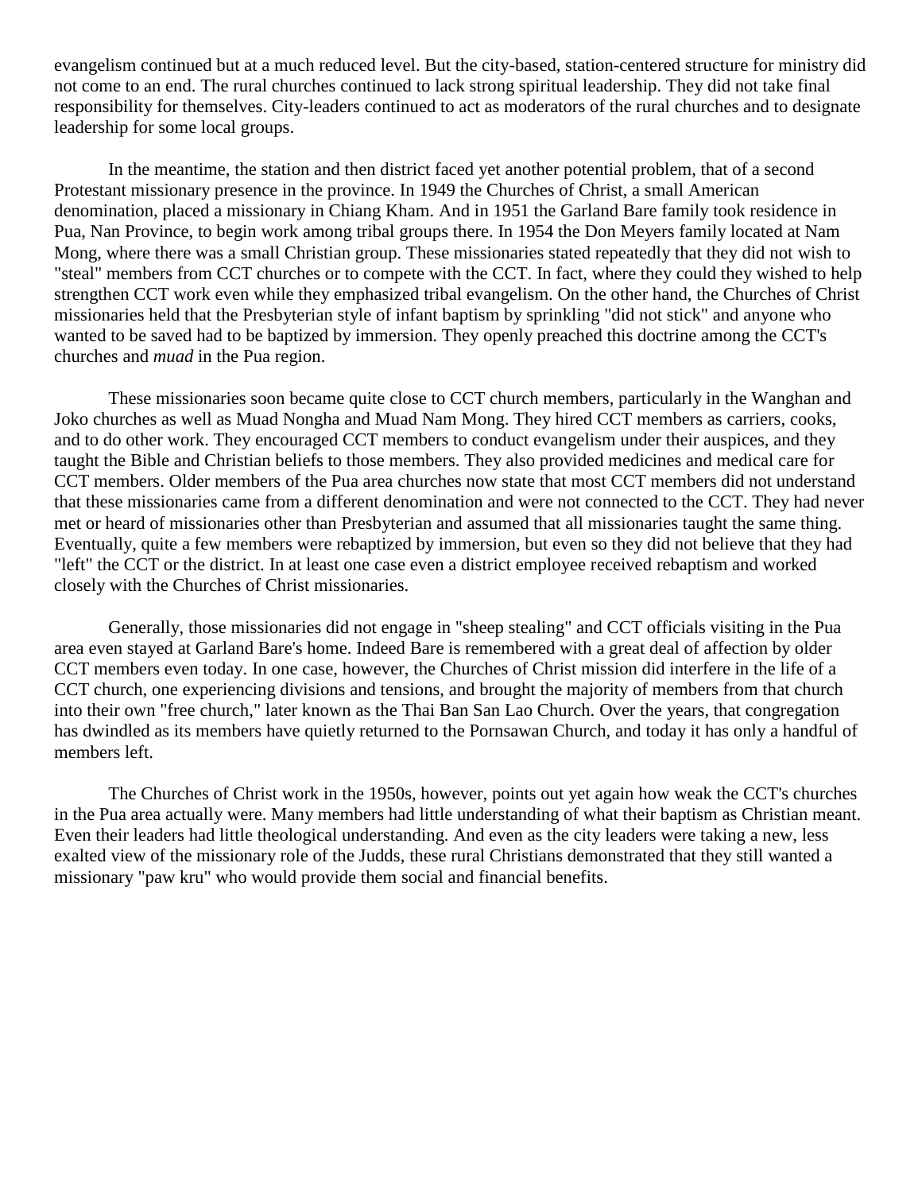evangelism continued but at a much reduced level. But the city-based, station-centered structure for ministry did not come to an end. The rural churches continued to lack strong spiritual leadership. They did not take final responsibility for themselves. City-leaders continued to act as moderators of the rural churches and to designate leadership for some local groups.

In the meantime, the station and then district faced yet another potential problem, that of a second Protestant missionary presence in the province. In 1949 the Churches of Christ, a small American denomination, placed a missionary in Chiang Kham. And in 1951 the Garland Bare family took residence in Pua, Nan Province, to begin work among tribal groups there. In 1954 the Don Meyers family located at Nam Mong, where there was a small Christian group. These missionaries stated repeatedly that they did not wish to "steal" members from CCT churches or to compete with the CCT. In fact, where they could they wished to help strengthen CCT work even while they emphasized tribal evangelism. On the other hand, the Churches of Christ missionaries held that the Presbyterian style of infant baptism by sprinkling "did not stick" and anyone who wanted to be saved had to be baptized by immersion. They openly preached this doctrine among the CCT's churches and *muad* in the Pua region.

These missionaries soon became quite close to CCT church members, particularly in the Wanghan and Joko churches as well as Muad Nongha and Muad Nam Mong. They hired CCT members as carriers, cooks, and to do other work. They encouraged CCT members to conduct evangelism under their auspices, and they taught the Bible and Christian beliefs to those members. They also provided medicines and medical care for CCT members. Older members of the Pua area churches now state that most CCT members did not understand that these missionaries came from a different denomination and were not connected to the CCT. They had never met or heard of missionaries other than Presbyterian and assumed that all missionaries taught the same thing. Eventually, quite a few members were rebaptized by immersion, but even so they did not believe that they had "left" the CCT or the district. In at least one case even a district employee received rebaptism and worked closely with the Churches of Christ missionaries.

Generally, those missionaries did not engage in "sheep stealing" and CCT officials visiting in the Pua area even stayed at Garland Bare's home. Indeed Bare is remembered with a great deal of affection by older CCT members even today. In one case, however, the Churches of Christ mission did interfere in the life of a CCT church, one experiencing divisions and tensions, and brought the majority of members from that church into their own "free church," later known as the Thai Ban San Lao Church. Over the years, that congregation has dwindled as its members have quietly returned to the Pornsawan Church, and today it has only a handful of members left.

The Churches of Christ work in the 1950s, however, points out yet again how weak the CCT's churches in the Pua area actually were. Many members had little understanding of what their baptism as Christian meant. Even their leaders had little theological understanding. And even as the city leaders were taking a new, less exalted view of the missionary role of the Judds, these rural Christians demonstrated that they still wanted a missionary "paw kru" who would provide them social and financial benefits.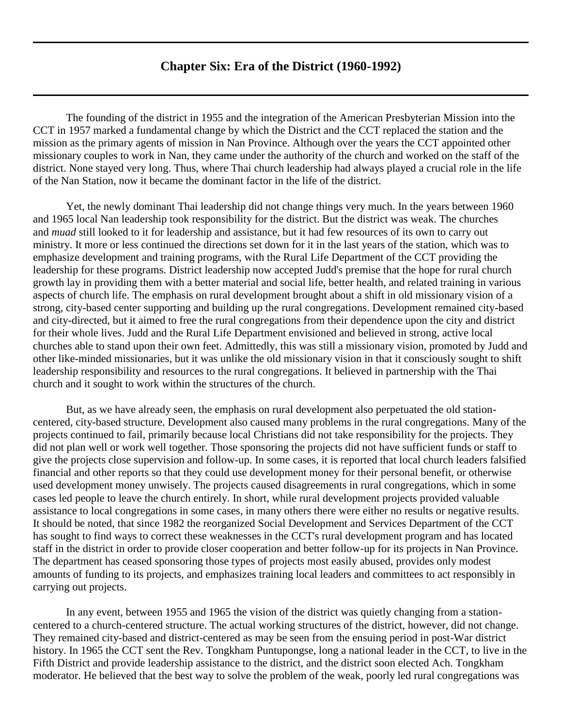## Chapter Six: Era of the District (1960-1992)

The founding of the district in 1955 and the integration of the American Presbyterian Mission into the CCT in 1957 marked a fundamental change by which the District and the CCT replaced the station and the mission as the primary agents of mission in Nan Province. Although over the years the CCT appointed other missionary couples to work in Nan, they came under the authority of the church and worked on the staff of the district. None stayed very long. Thus, where Thai church leadership had always played a crucial role in the life of the Nan Station, now it became the dominant factor in the life of the district.

Yet, the newly dominant Thai leadership did not change things very much. In the years between 1960 and 1965 local Nan leadership took responsibility for the district. But the district was weak. The churches and *muad* still looked to it for leadership and assistance, but it had few resources of its own to carry out ministry. It more or less continued the directions set down for it in the last years of the station, which was to emphasize development and training programs, with the Rural Life Department of the CCT providing the leadership for these programs. District leadership now accepted Judd's premise that the hope for rural church growth lay in providing them with a better material and social life, better health, and related training in various aspects of church life. The emphasis on rural development brought about a shift in old missionary vision of a strong, city-based center supporting and building up the rural congregations. Development remained city-based and city-directed, but it aimed to free the rural congregations from their dependence upon the city and district for their whole lives. Judd and the Rural Life Department envisioned and believed in strong, active local churches able to stand upon their own feet. Admittedly, this was still a missionary vision, promoted by Judd and other like-minded missionaries, but it was unlike the old missionary vision in that it consciously sought to shift leadership responsibility and resources to the rural congregations. It believed in partnership with the Thai church and it sought to work within the structures of the church.

But, as we have already seen, the emphasis on rural development also perpetuated the old station-centered, city-based structure. Development also caused many problems in the rural congregations. Many of the projects continued to fail, primarily because local Christians did not take responsibility for the projects. They did not plan well or work well together. Those sponsoring the projects did not have sufficient funds or staff to give the projects close supervision and follow-up. In some cases, it is reported that local church leaders falsified financial and other reports so that they could use development money for their personal benefit, or otherwise used development money unwisely. The projects caused disagreements in rural congregations, which in some cases led people to leave the church entirely. In short, while rural development projects provided valuable assistance to local congregations in some cases, in many others there were either no results or negative results. It should be noted, that since 1982 the reorganized Social Development and Services Department of the CCT has sought to find ways to correct these weaknesses in the CCT's rural development program and has located staff in the district in order to provide closer cooperation and better follow-up for its projects in Nan Province. The department has ceased sponsoring those types of projects most easily abused, provides only modest amounts of funding to its projects, and emphasizes training local leaders and committees to act responsibly in carrying out projects.

In any event, between 1955 and 1965 the vision of the district was quietly changing from a station-centered to a church-centered structure. The actual working structures of the district, however, did not change. They remained city-based and district-centered as may be seen from the ensuing period in post-War district history. In 1965 the CCT sent the Rev. Tongkham Puntupongse, long a national leader in the CCT, to live in the Fifth District and provide leadership assistance to the district, and the district soon elected Ach. Tongkham moderator. He believed that the best way to solve the problem of the weak, poorly led rural congregations was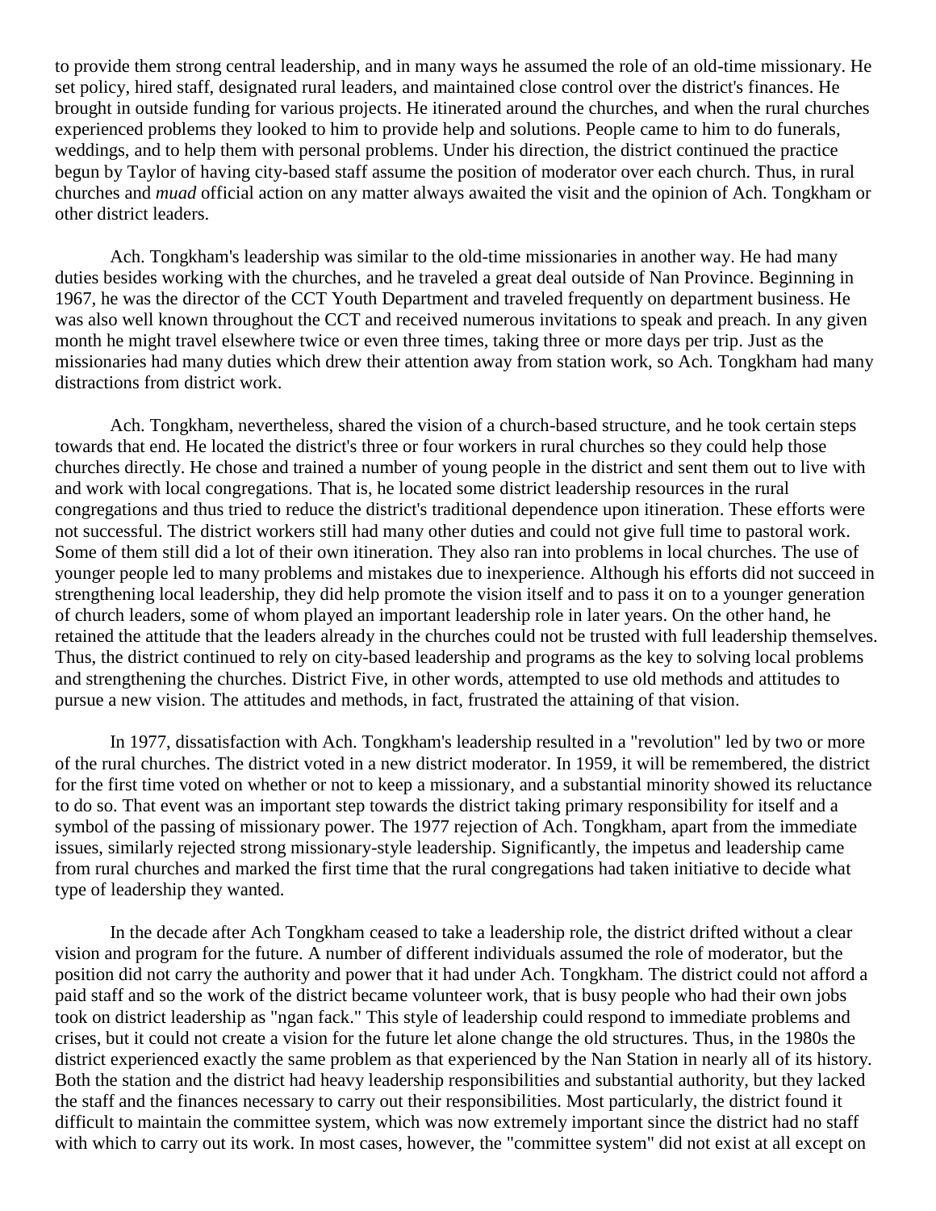to provide them strong central leadership, and in many ways he assumed the role of an old-time missionary. He set policy, hired staff, designated rural leaders, and maintained close control over the district's finances. He brought in outside funding for various projects. He itinerated around the churches, and when the rural churches experienced problems they looked to him to provide help and solutions. People came to him to do funerals, weddings, and to help them with personal problems. Under his direction, the district continued the practice begun by Taylor of having city-based staff assume the position of moderator over each church. Thus, in rural churches and *muad* official action on any matter always awaited the visit and the opinion of Ach. Tongkham or other district leaders.

Ach. Tongkham's leadership was similar to the old-time missionaries in another way. He had many duties besides working with the churches, and he traveled a great deal outside of Nan Province. Beginning in 1967, he was the director of the CCT Youth Department and traveled frequently on department business. He was also well known throughout the CCT and received numerous invitations to speak and preach. In any given month he might travel elsewhere twice or even three times, taking three or more days per trip. Just as the missionaries had many duties which drew their attention away from station work, so Ach. Tongkham had many distractions from district work.

Ach. Tongkham, nevertheless, shared the vision of a church-based structure, and he took certain steps towards that end. He located the district's three or four workers in rural churches so they could help those churches directly. He chose and trained a number of young people in the district and sent them out to live with and work with local congregations. That is, he located some district leadership resources in the rural congregations and thus tried to reduce the district's traditional dependence upon itineration. These efforts were not successful. The district workers still had many other duties and could not give full time to pastoral work. Some of them still did a lot of their own itineration. They also ran into problems in local churches. The use of younger people led to many problems and mistakes due to inexperience. Although his efforts did not succeed in strengthening local leadership, they did help promote the vision itself and to pass it on to a younger generation of church leaders, some of whom played an important leadership role in later years. On the other hand, he retained the attitude that the leaders already in the churches could not be trusted with full leadership themselves. Thus, the district continued to rely on city-based leadership and programs as the key to solving local problems and strengthening the churches. District Five, in other words, attempted to use old methods and attitudes to pursue a new vision. The attitudes and methods, in fact, frustrated the attaining of that vision.

In 1977, dissatisfaction with Ach. Tongkham's leadership resulted in a "revolution" led by two or more of the rural churches. The district voted in a new district moderator. In 1959, it will be remembered, the district for the first time voted on whether or not to keep a missionary, and a substantial minority showed its reluctance to do so. That event was an important step towards the district taking primary responsibility for itself and a symbol of the passing of missionary power. The 1977 rejection of Ach. Tongkham, apart from the immediate issues, similarly rejected strong missionary-style leadership. Significantly, the impetus and leadership came from rural churches and marked the first time that the rural congregations had taken initiative to decide what type of leadership they wanted.

In the decade after Ach Tongkham ceased to take a leadership role, the district drifted without a clear vision and program for the future. A number of different individuals assumed the role of moderator, but the position did not carry the authority and power that it had under Ach. Tongkham. The district could not afford a paid staff and so the work of the district became volunteer work, that is busy people who had their own jobs took on district leadership as "ngan fack." This style of leadership could respond to immediate problems and crises, but it could not create a vision for the future let alone change the old structures. Thus, in the 1980s the district experienced exactly the same problem as that experienced by the Nan Station in nearly all of its history. Both the station and the district had heavy leadership responsibilities and substantial authority, but they lacked the staff and the finances necessary to carry out their responsibilities. Most particularly, the district found it difficult to maintain the committee system, which was now extremely important since the district had no staff with which to carry out its work. In most cases, however, the "committee system" did not exist at all except on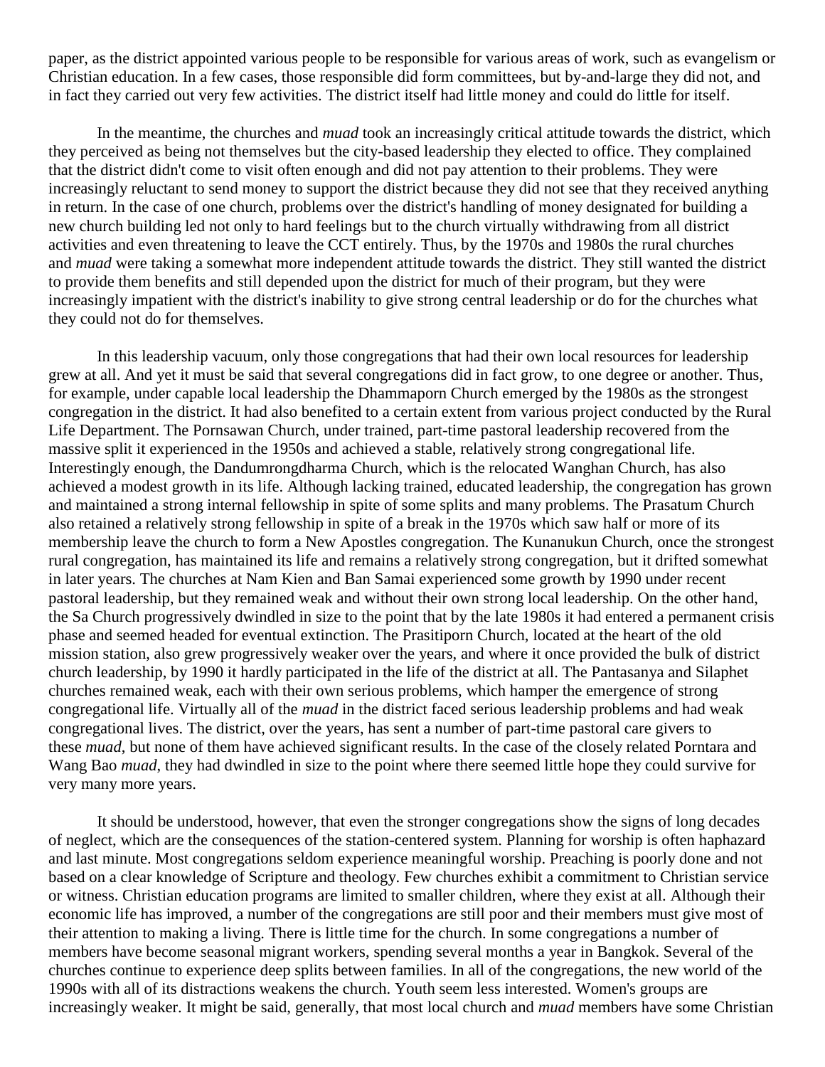paper, as the district appointed various people to be responsible for various areas of work, such as evangelism or Christian education. In a few cases, those responsible did form committees, but by-and-large they did not, and in fact they carried out very few activities. The district itself had little money and could do little for itself.

In the meantime, the churches and *muad* took an increasingly critical attitude towards the district, which they perceived as being not themselves but the city-based leadership they elected to office. They complained that the district didn't come to visit often enough and did not pay attention to their problems. They were increasingly reluctant to send money to support the district because they did not see that they received anything in return. In the case of one church, problems over the district's handling of money designated for building a new church building led not only to hard feelings but to the church virtually withdrawing from all district activities and even threatening to leave the CCT entirely. Thus, by the 1970s and 1980s the rural churches and *muad* were taking a somewhat more independent attitude towards the district. They still wanted the district to provide them benefits and still depended upon the district for much of their program, but they were increasingly impatient with the district's inability to give strong central leadership or do for the churches what they could not do for themselves.

In this leadership vacuum, only those congregations that had their own local resources for leadership grew at all. And yet it must be said that several congregations did in fact grow, to one degree or another. Thus, for example, under capable local leadership the Dhammaporn Church emerged by the 1980s as the strongest congregation in the district. It had also benefited to a certain extent from various project conducted by the Rural Life Department. The Pornsawan Church, under trained, part-time pastoral leadership recovered from the massive split it experienced in the 1950s and achieved a stable, relatively strong congregational life. Interestingly enough, the Dandumrongdharma Church, which is the relocated Wanghan Church, has also achieved a modest growth in its life. Although lacking trained, educated leadership, the congregation has grown and maintained a strong internal fellowship in spite of some splits and many problems. The Prasatum Church also retained a relatively strong fellowship in spite of a break in the 1970s which saw half or more of its membership leave the church to form a New Apostles congregation. The Kunanukun Church, once the strongest rural congregation, has maintained its life and remains a relatively strong congregation, but it drifted somewhat in later years. The churches at Nam Kien and Ban Samai experienced some growth by 1990 under recent pastoral leadership, but they remained weak and without their own strong local leadership. On the other hand, the Sa Church progressively dwindled in size to the point that by the late 1980s it had entered a permanent crisis phase and seemed headed for eventual extinction. The Prasitiporn Church, located at the heart of the old mission station, also grew progressively weaker over the years, and where it once provided the bulk of district church leadership, by 1990 it hardly participated in the life of the district at all. The Pantasanya and Silaphet churches remained weak, each with their own serious problems, which hamper the emergence of strong congregational life. Virtually all of the *muad* in the district faced serious leadership problems and had weak congregational lives. The district, over the years, has sent a number of part-time pastoral care givers to these *muad*, but none of them have achieved significant results. In the case of the closely related Porntara and Wang Bao *muad*, they had dwindled in size to the point where there seemed little hope they could survive for very many more years.

It should be understood, however, that even the stronger congregations show the signs of long decades of neglect, which are the consequences of the station-centered system. Planning for worship is often haphazard and last minute. Most congregations seldom experience meaningful worship. Preaching is poorly done and not based on a clear knowledge of Scripture and theology. Few churches exhibit a commitment to Christian service or witness. Christian education programs are limited to smaller children, where they exist at all. Although their economic life has improved, a number of the congregations are still poor and their members must give most of their attention to making a living. There is little time for the church. In some congregations a number of members have become seasonal migrant workers, spending several months a year in Bangkok. Several of the churches continue to experience deep splits between families. In all of the congregations, the new world of the 1990s with all of its distractions weakens the church. Youth seem less interested. Women's groups are increasingly weaker. It might be said, generally, that most local church and *muad* members have some Christian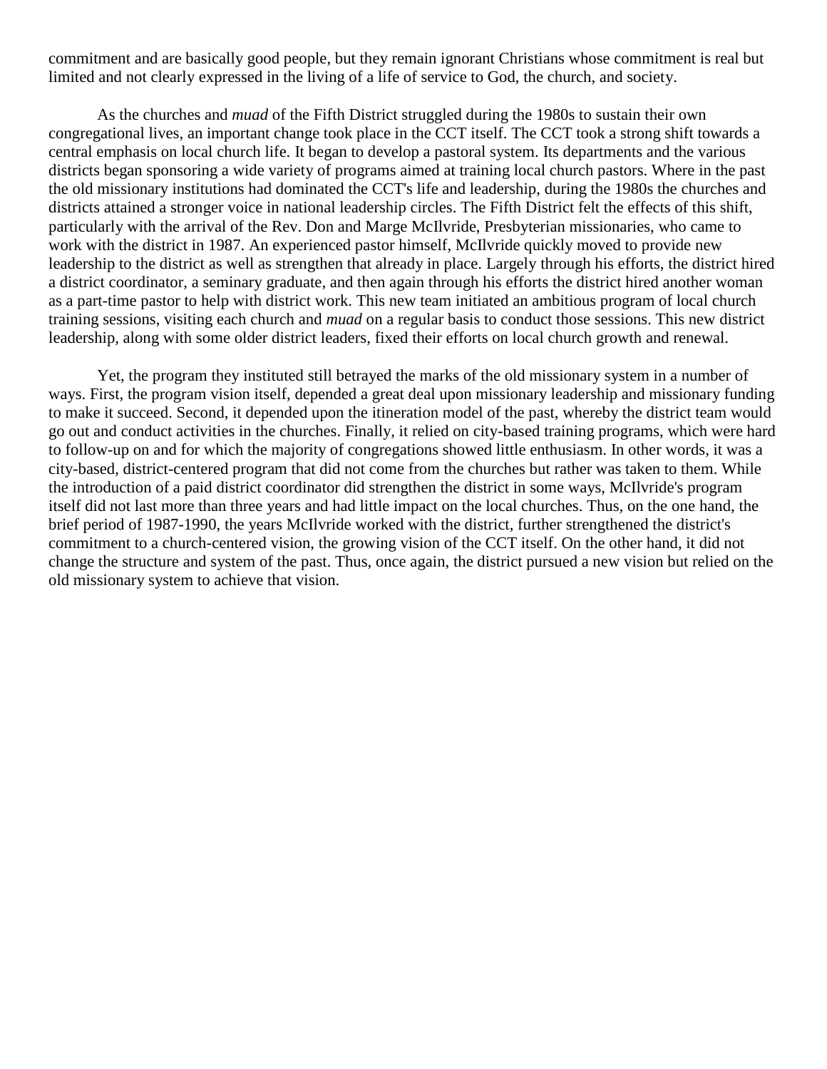commitment and are basically good people, but they remain ignorant Christians whose commitment is real but limited and not clearly expressed in the living of a life of service to God, the church, and society.

As the churches and *muad* of the Fifth District struggled during the 1980s to sustain their own congregational lives, an important change took place in the CCT itself. The CCT took a strong shift towards a central emphasis on local church life. It began to develop a pastoral system. Its departments and the various districts began sponsoring a wide variety of programs aimed at training local church pastors. Where in the past the old missionary institutions had dominated the CCT's life and leadership, during the 1980s the churches and districts attained a stronger voice in national leadership circles. The Fifth District felt the effects of this shift, particularly with the arrival of the Rev. Don and Marge McIlvride, Presbyterian missionaries, who came to work with the district in 1987. An experienced pastor himself, McIlvride quickly moved to provide new leadership to the district as well as strengthen that already in place. Largely through his efforts, the district hired a district coordinator, a seminary graduate, and then again through his efforts the district hired another woman as a part-time pastor to help with district work. This new team initiated an ambitious program of local church training sessions, visiting each church and *muad* on a regular basis to conduct those sessions. This new district leadership, along with some older district leaders, fixed their efforts on local church growth and renewal.

Yet, the program they instituted still betrayed the marks of the old missionary system in a number of ways. First, the program vision itself, depended a great deal upon missionary leadership and missionary funding to make it succeed. Second, it depended upon the itineration model of the past, whereby the district team would go out and conduct activities in the churches. Finally, it relied on city-based training programs, which were hard to follow-up on and for which the majority of congregations showed little enthusiasm. In other words, it was a city-based, district-centered program that did not come from the churches but rather was taken to them. While the introduction of a paid district coordinator did strengthen the district in some ways, McIlvride's program itself did not last more than three years and had little impact on the local churches. Thus, on the one hand, the brief period of 1987-1990, the years McIlvride worked with the district, further strengthened the district's commitment to a church-centered vision, the growing vision of the CCT itself. On the other hand, it did not change the structure and system of the past. Thus, once again, the district pursued a new vision but relied on the old missionary system to achieve that vision.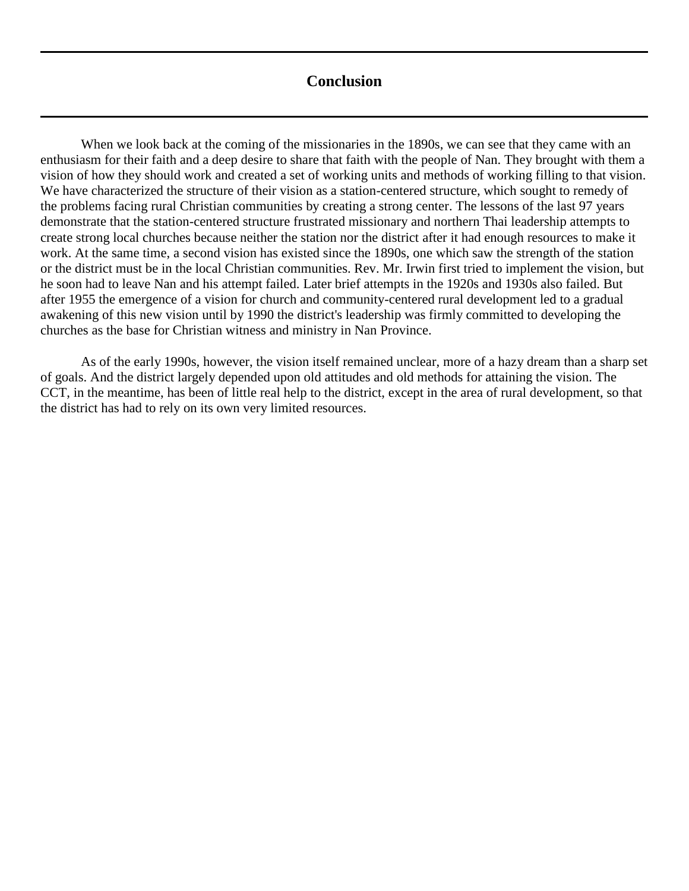# Conclusion

When we look back at the coming of the missionaries in the 1890s, we can see that they came with an enthusiasm for their faith and a deep desire to share that faith with the people of Nan. They brought with them a vision of how they should work and created a set of working units and methods of working filling to that vision. We have characterized the structure of their vision as a station-centered structure, which sought to remedy of the problems facing rural Christian communities by creating a strong center. The lessons of the last 97 years demonstrate that the station-centered structure frustrated missionary and northern Thai leadership attempts to create strong local churches because neither the station nor the district after it had enough resources to make it work. At the same time, a second vision has existed since the 1890s, one which saw the strength of the station or the district must be in the local Christian communities. Rev. Mr. Irwin first tried to implement the vision, but he soon had to leave Nan and his attempt failed. Later brief attempts in the 1920s and 1930s also failed. But after 1955 the emergence of a vision for church and community-centered rural development led to a gradual awakening of this new vision until by 1990 the district's leadership was firmly committed to developing the churches as the base for Christian witness and ministry in Nan Province.

As of the early 1990s, however, the vision itself remained unclear, more of a hazy dream than a sharp set of goals. And the district largely depended upon old attitudes and old methods for attaining the vision. The CCT, in the meantime, has been of little real help to the district, except in the area of rural development, so that the district has had to rely on its own very limited resources.